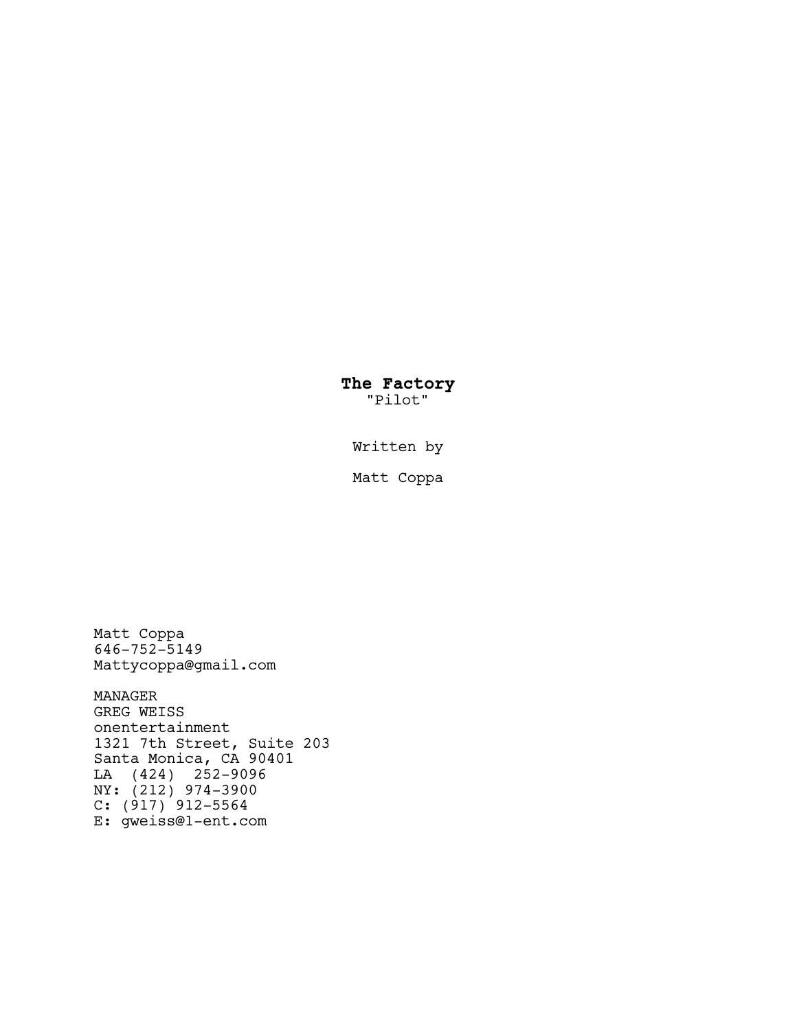**The Factory**

"Pilot"

Written by

Matt Coppa

Matt Coppa
646-752-5149
Mattycoppa@gmail.com

MANAGER
GREG WEISS
onentertainment
1321 7th Street, Suite 203
Santa Monica, CA 90401
LA (424) 252-9096
NY: (212) 974-3900
C: (917) 912-5564
E: gweiss@1-ent.com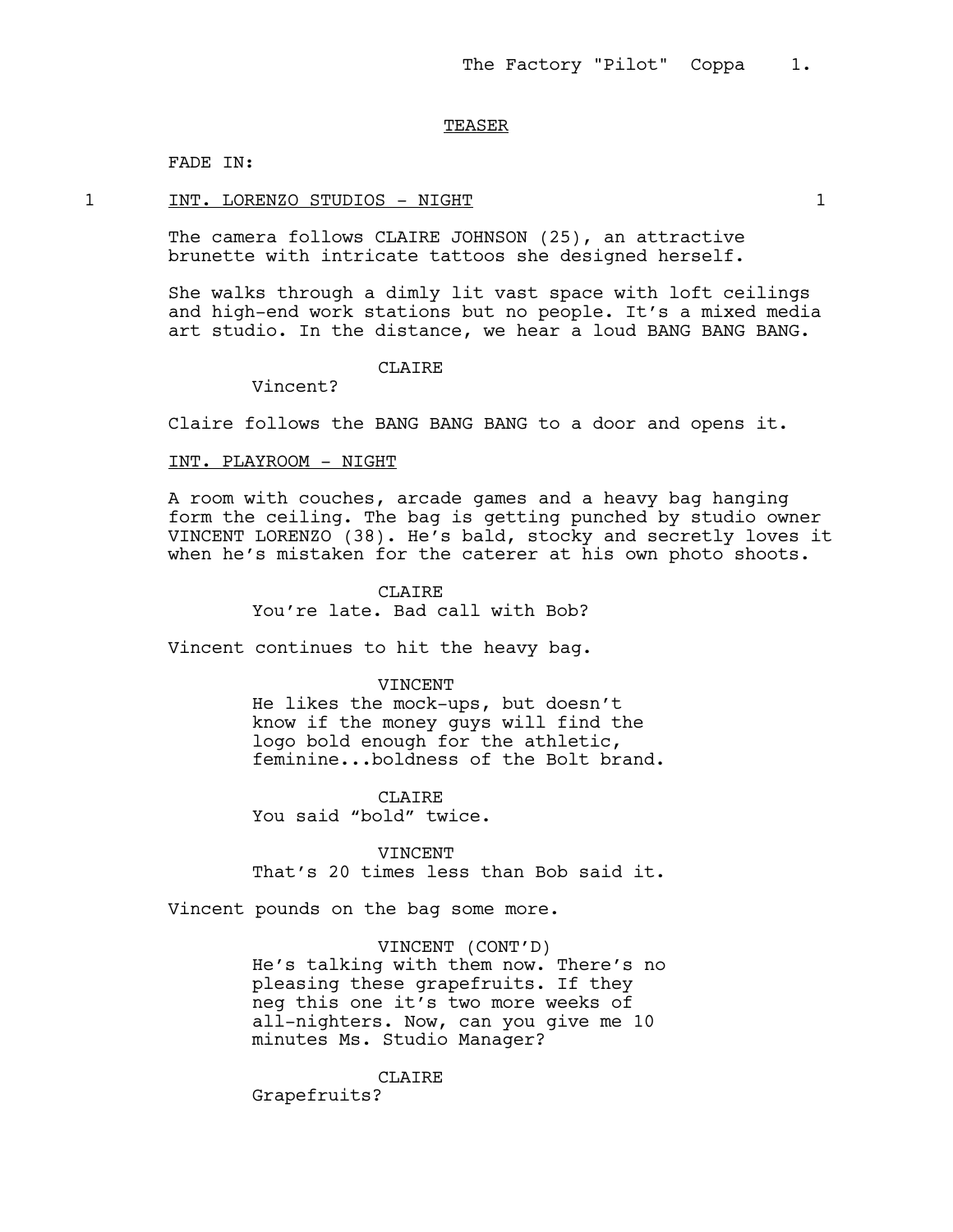TEASER

FADE IN:

1 INT. LORENZO STUDIOS - NIGHT 1

The camera follows CLAIRE JOHNSON (25), an attractive brunette with intricate tattoos she designed herself.

She walks through a dimly lit vast space with loft ceilings and high-end work stations but no people. It's a mixed media art studio. In the distance, we hear a loud BANG BANG BANG.

CLAIRE
Vincent?

Claire follows the BANG BANG BANG to a door and opens it.

INT. PLAYROOM - NIGHT

A room with couches, arcade games and a heavy bag hanging form the ceiling. The bag is getting punched by studio owner VINCENT LORENZO (38). He's bald, stocky and secretly loves it when he's mistaken for the caterer at his own photo shoots.

CLAIRE
You're late. Bad call with Bob?

Vincent continues to hit the heavy bag.

VINCENT
He likes the mock-ups, but doesn't know if the money guys will find the logo bold enough for the athletic, feminine...boldness of the Bolt brand.

CLAIRE
You said "bold" twice.

VINCENT
That's 20 times less than Bob said it.

Vincent pounds on the bag some more.

VINCENT (CONT'D)
He's talking with them now. There's no pleasing these grapefruits. If they neg this one it's two more weeks of all-nighters. Now, can you give me 10 minutes Ms. Studio Manager?

CLAIRE
Grapefruits?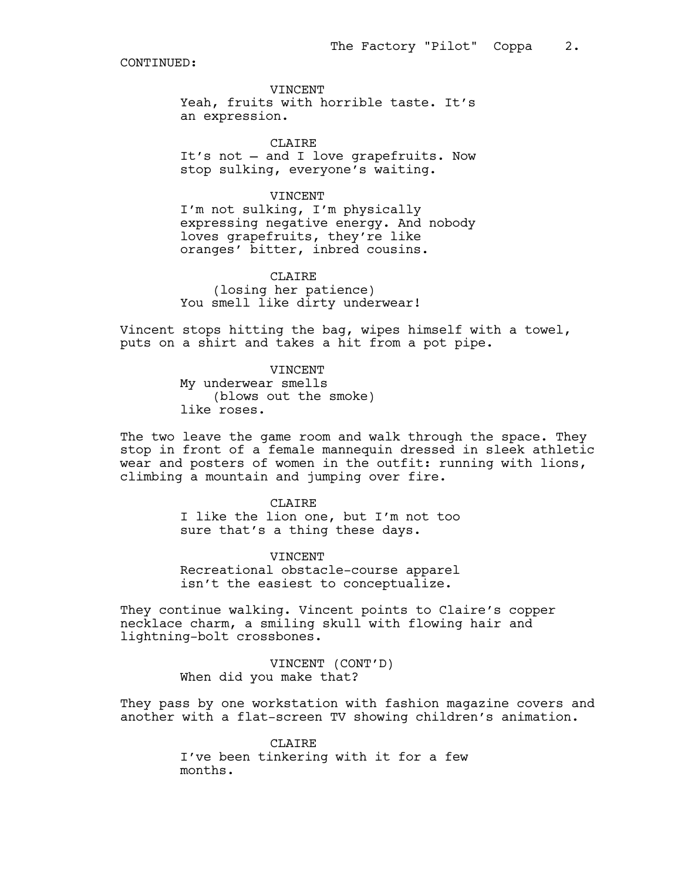CONTINUED:

VINCENT
Yeah, fruits with horrible taste. It's an expression.

CLAIRE
It's not — and I love grapefruits. Now stop sulking, everyone's waiting.

VINCENT
I'm not sulking, I'm physically expressing negative energy. And nobody loves grapefruits, they're like oranges' bitter, inbred cousins.

CLAIRE
(losing her patience)
You smell like dirty underwear!

Vincent stops hitting the bag, wipes himself with a towel, puts on a shirt and takes a hit from a pot pipe.

VINCENT
My underwear smells
(blows out the smoke)
like roses.

The two leave the game room and walk through the space. They stop in front of a female mannequin dressed in sleek athletic wear and posters of women in the outfit: running with lions, climbing a mountain and jumping over fire.

CLAIRE
I like the lion one, but I'm not too sure that's a thing these days.

VINCENT
Recreational obstacle-course apparel isn't the easiest to conceptualize.

They continue walking. Vincent points to Claire's copper necklace charm, a smiling skull with flowing hair and lightning-bolt crossbones.

VINCENT (CONT'D)
When did you make that?

They pass by one workstation with fashion magazine covers and another with a flat-screen TV showing children's animation.

CLAIRE
I've been tinkering with it for a few months.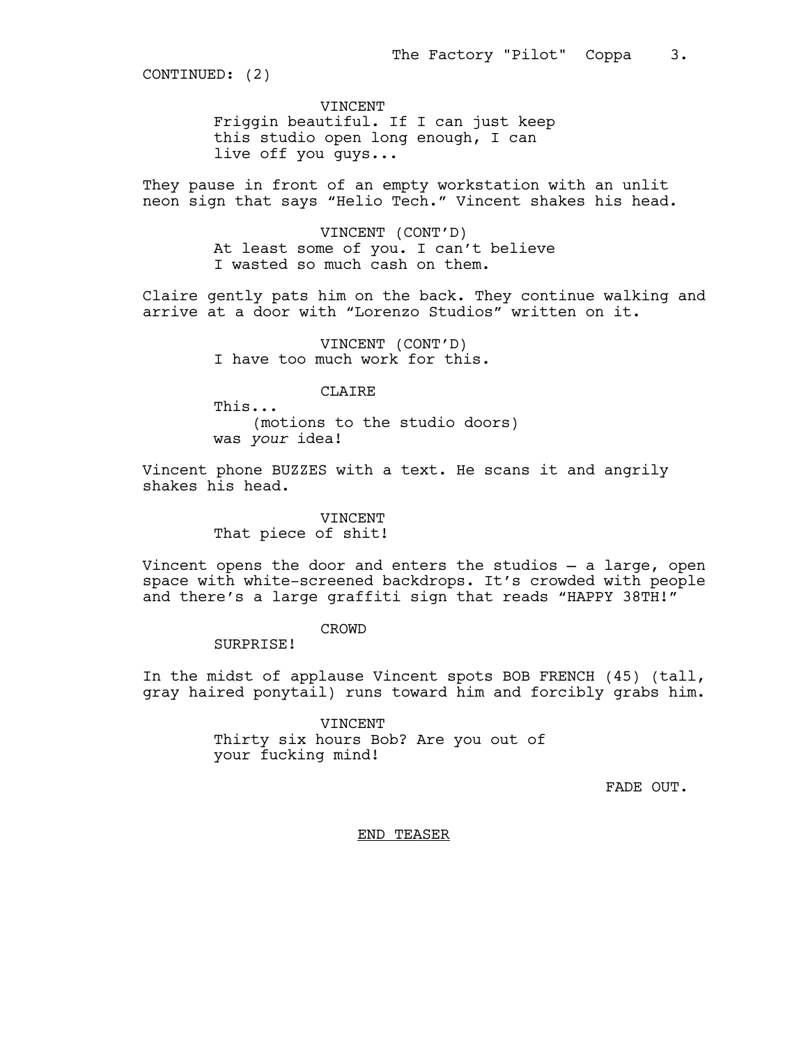CONTINUED: (2)

VINCENT
Friggin beautiful. If I can just keep this studio open long enough, I can live off you guys...

They pause in front of an empty workstation with an unlit neon sign that says "Helio Tech." Vincent shakes his head.

VINCENT (CONT'D)
At least some of you. I can't believe I wasted so much cash on them.

Claire gently pats him on the back. They continue walking and arrive at a door with "Lorenzo Studios" written on it.

VINCENT (CONT'D)
I have too much work for this.

CLAIRE
This...
(motions to the studio doors)
was *your* idea!

Vincent phone BUZZES with a text. He scans it and angrily shakes his head.

VINCENT
That piece of shit!

Vincent opens the door and enters the studios – a large, open space with white-screened backdrops. It's crowded with people and there's a large graffiti sign that reads "HAPPY 38TH!"

CROWD
SURPRISE!

In the midst of applause Vincent spots BOB FRENCH (45) (tall, gray haired ponytail) runs toward him and forcibly grabs him.

VINCENT
Thirty six hours Bob? Are you out of your fucking mind!

FADE OUT.

<u>END TEASER</u>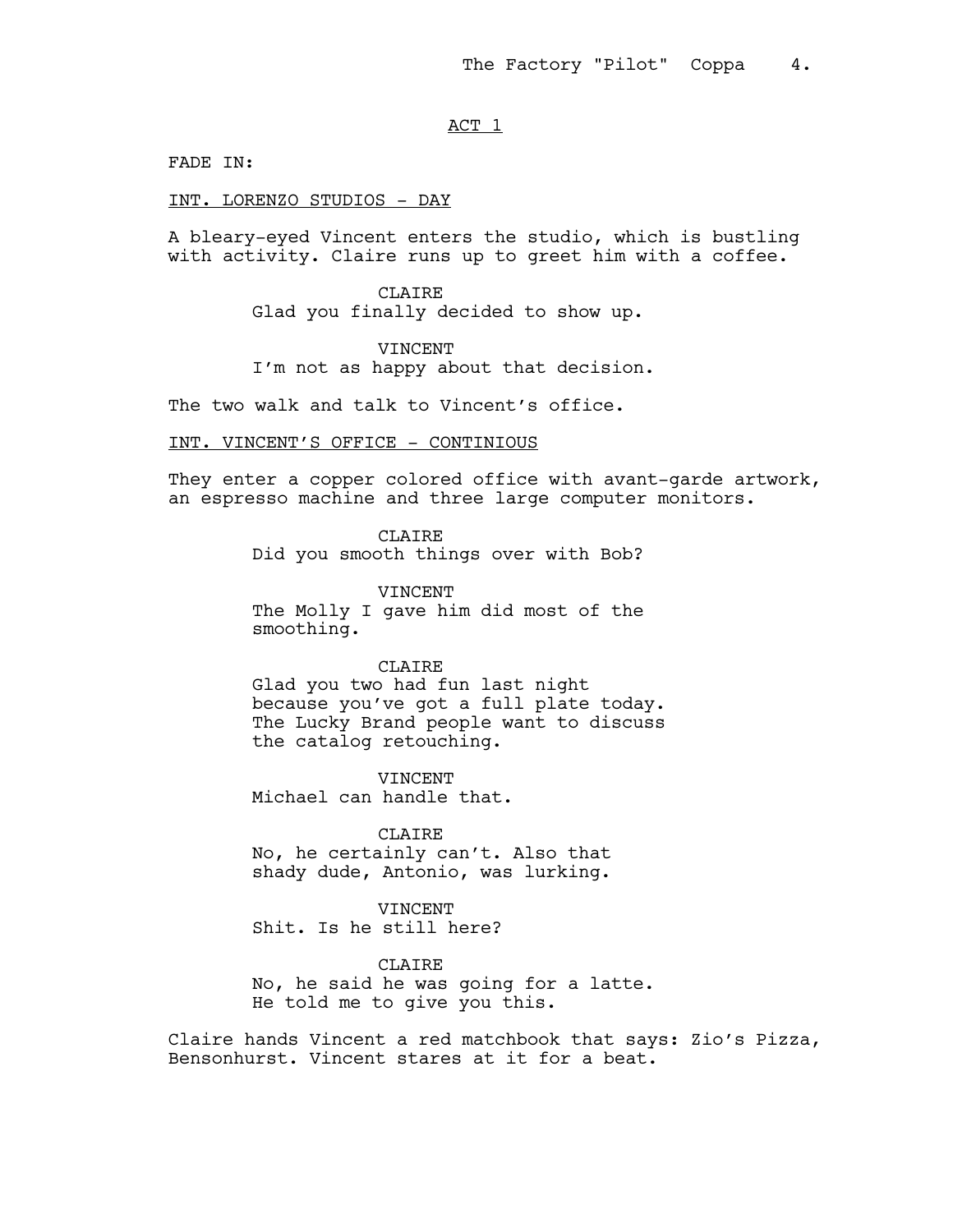ACT 1

FADE IN:

INT. LORENZO STUDIOS - DAY

A bleary-eyed Vincent enters the studio, which is bustling with activity. Claire runs up to greet him with a coffee.

CLAIRE
Glad you finally decided to show up.

VINCENT
I'm not as happy about that decision.

The two walk and talk to Vincent's office.

INT. VINCENT'S OFFICE - CONTINIOUS

They enter a copper colored office with avant-garde artwork, an espresso machine and three large computer monitors.

CLAIRE
Did you smooth things over with Bob?

VINCENT
The Molly I gave him did most of the smoothing.

CLAIRE
Glad you two had fun last night because you've got a full plate today. The Lucky Brand people want to discuss the catalog retouching.

VINCENT
Michael can handle that.

CLAIRE
No, he certainly can't. Also that shady dude, Antonio, was lurking.

VINCENT
Shit. Is he still here?

CLAIRE
No, he said he was going for a latte. He told me to give you this.

Claire hands Vincent a red matchbook that says: Zio's Pizza, Bensonhurst. Vincent stares at it for a beat.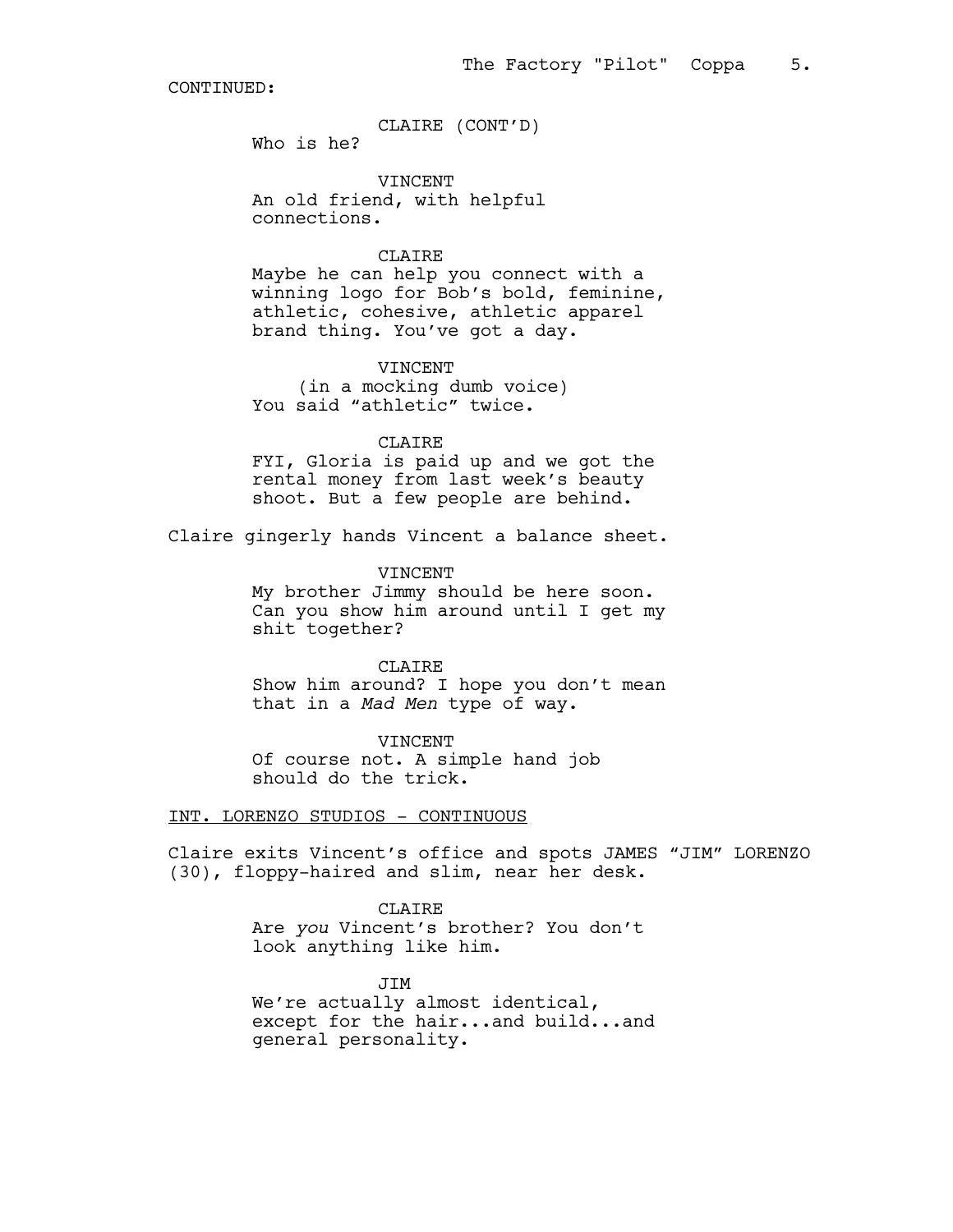CONTINUED:

CLAIRE (CONT'D)
Who is he?

VINCENT
An old friend, with helpful connections.

CLAIRE
Maybe he can help you connect with a winning logo for Bob's bold, feminine, athletic, cohesive, athletic apparel brand thing. You've got a day.

VINCENT
(in a mocking dumb voice)
You said "athletic" twice.

CLAIRE
FYI, Gloria is paid up and we got the rental money from last week's beauty shoot. But a few people are behind.

Claire gingerly hands Vincent a balance sheet.

VINCENT
My brother Jimmy should be here soon. Can you show him around until I get my shit together?

CLAIRE
Show him around? I hope you don't mean that in a *Mad Men* type of way.

VINCENT
Of course not. A simple hand job should do the trick.

INT. LORENZO STUDIOS - CONTINUOUS

Claire exits Vincent's office and spots JAMES "JIM" LORENZO (30), floppy-haired and slim, near her desk.

CLAIRE
Are *you* Vincent's brother? You don't look anything like him.

JIM
We're actually almost identical, except for the hair...and build...and general personality.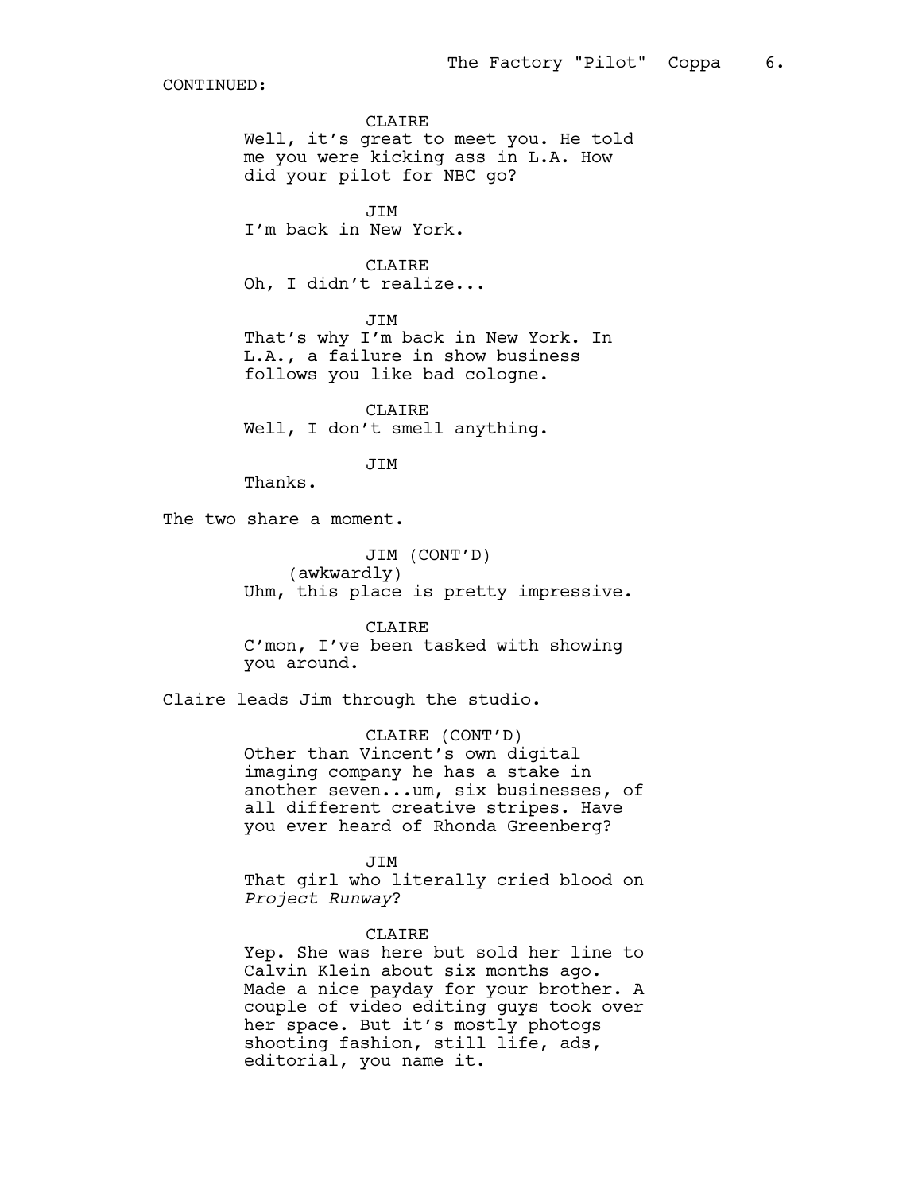CONTINUED:

CLAIRE
Well, it's great to meet you. He told me you were kicking ass in L.A. How did your pilot for NBC go?

JIM
I'm back in New York.

CLAIRE
Oh, I didn't realize...

JIM
That's why I'm back in New York. In L.A., a failure in show business follows you like bad cologne.

CLAIRE
Well, I don't smell anything.

JIM
Thanks.

The two share a moment.

JIM (CONT'D)
(awkwardly)
Uhm, this place is pretty impressive.

CLAIRE
C'mon, I've been tasked with showing you around.

Claire leads Jim through the studio.

CLAIRE (CONT'D)
Other than Vincent's own digital imaging company he has a stake in another seven...um, six businesses, of all different creative stripes. Have you ever heard of Rhonda Greenberg?

JIM
That girl who literally cried blood on *Project Runway*?

CLAIRE
Yep. She was here but sold her line to Calvin Klein about six months ago. Made a nice payday for your brother. A couple of video editing guys took over her space. But it's mostly photogs shooting fashion, still life, ads, editorial, you name it.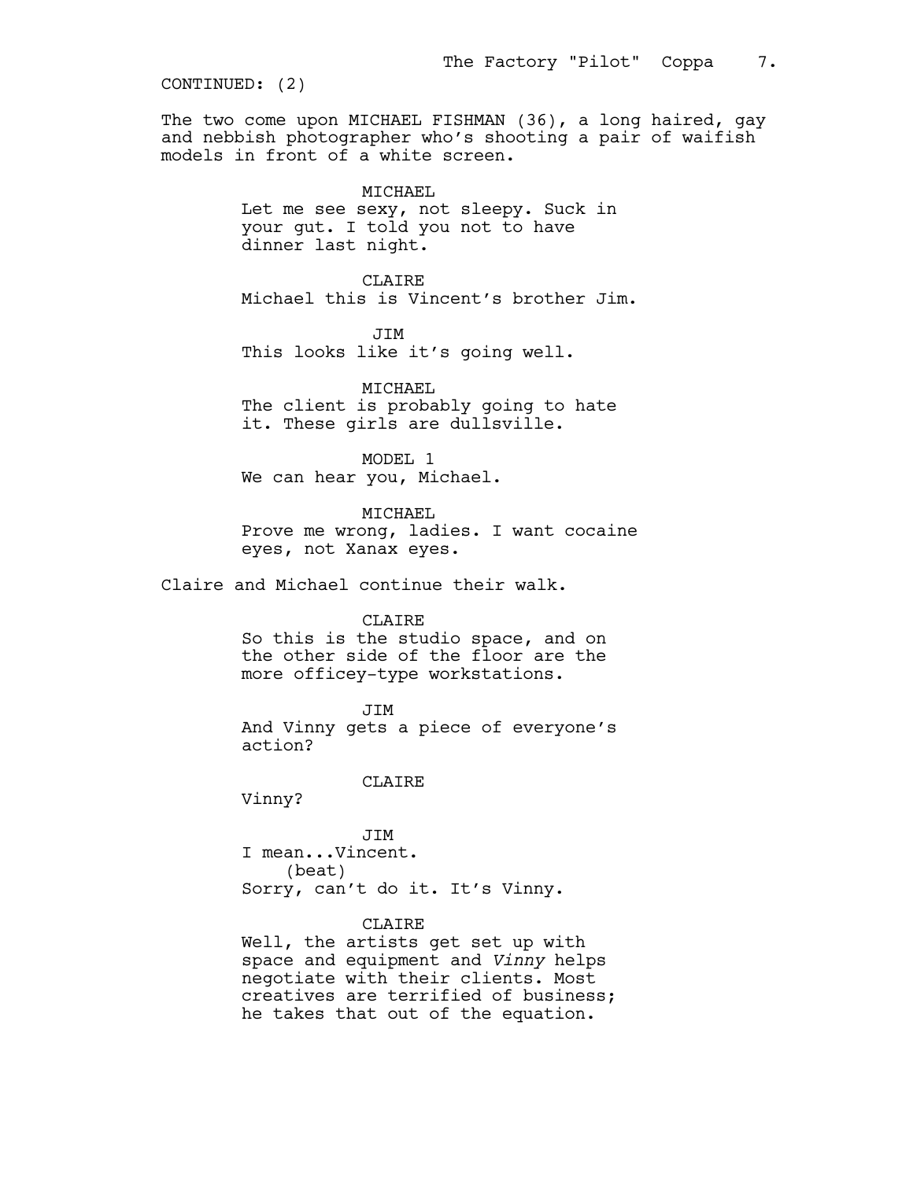CONTINUED: (2)

The two come upon MICHAEL FISHMAN (36), a long haired, gay and nebbish photographer who's shooting a pair of waifish models in front of a white screen.

MICHAEL
Let me see sexy, not sleepy. Suck in your gut. I told you not to have dinner last night.

CLAIRE
Michael this is Vincent's brother Jim.

JIM
This looks like it's going well.

MICHAEL
The client is probably going to hate it. These girls are dullsville.

MODEL 1
We can hear you, Michael.

MICHAEL
Prove me wrong, ladies. I want cocaine eyes, not Xanax eyes.

Claire and Michael continue their walk.

CLAIRE
So this is the studio space, and on the other side of the floor are the more officey-type workstations.

JIM
And Vinny gets a piece of everyone's action?

CLAIRE
Vinny?

JIM
I mean...Vincent.
(beat)
Sorry, can't do it. It's Vinny.

CLAIRE
Well, the artists get set up with space and equipment and *Vinny* helps negotiate with their clients. Most creatives are terrified of business; he takes that out of the equation.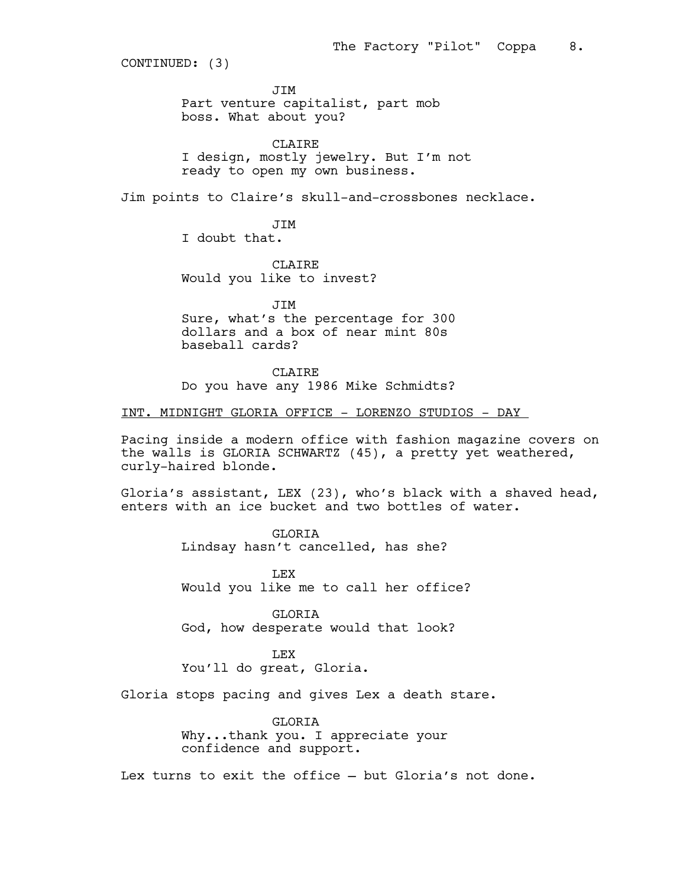CONTINUED: (3)

JIM

Part venture capitalist, part mob boss. What about you?

CLAIRE

I design, mostly jewelry. But I'm not ready to open my own business.

Jim points to Claire's skull-and-crossbones necklace.

JIM

I doubt that.

CLAIRE

Would you like to invest?

JIM

Sure, what's the percentage for 300 dollars and a box of near mint 80s baseball cards?

CLAIRE

Do you have any 1986 Mike Schmidts?

INT. MIDNIGHT GLORIA OFFICE - LORENZO STUDIOS - DAY

Pacing inside a modern office with fashion magazine covers on the walls is GLORIA SCHWARTZ (45), a pretty yet weathered, curly-haired blonde.

Gloria's assistant, LEX (23), who's black with a shaved head, enters with an ice bucket and two bottles of water.

GLORIA

Lindsay hasn't cancelled, has she?

LEX

Would you like me to call her office?

GLORIA

God, how desperate would that look?

LEX

You'll do great, Gloria.

Gloria stops pacing and gives Lex a death stare.

GLORIA

Why...thank you. I appreciate your confidence and support.

Lex turns to exit the office – but Gloria's not done.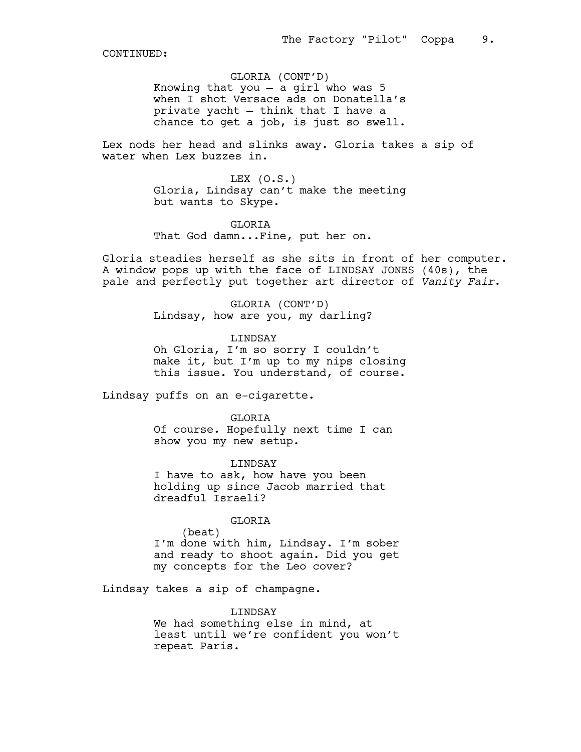CONTINUED:

GLORIA (CONT'D)
Knowing that you – a girl who was 5 when I shot Versace ads on Donatella's private yacht – think that I have a chance to get a job, is just so swell.

Lex nods her head and slinks away. Gloria takes a sip of water when Lex buzzes in.

LEX (O.S.)
Gloria, Lindsay can't make the meeting but wants to Skype.

GLORIA
That God damn...Fine, put her on.

Gloria steadies herself as she sits in front of her computer. A window pops up with the face of LINDSAY JONES (40s), the pale and perfectly put together art director of *Vanity Fair*.

GLORIA (CONT'D)
Lindsay, how are you, my darling?

LINDSAY
Oh Gloria, I'm so sorry I couldn't make it, but I'm up to my nips closing this issue. You understand, of course.

Lindsay puffs on an e-cigarette.

GLORIA
Of course. Hopefully next time I can show you my new setup.

LINDSAY
I have to ask, how have you been holding up since Jacob married that dreadful Israeli?

GLORIA
(beat)
I'm done with him, Lindsay. I'm sober and ready to shoot again. Did you get my concepts for the Leo cover?

Lindsay takes a sip of champagne.

LINDSAY
We had something else in mind, at least until we're confident you won't repeat Paris.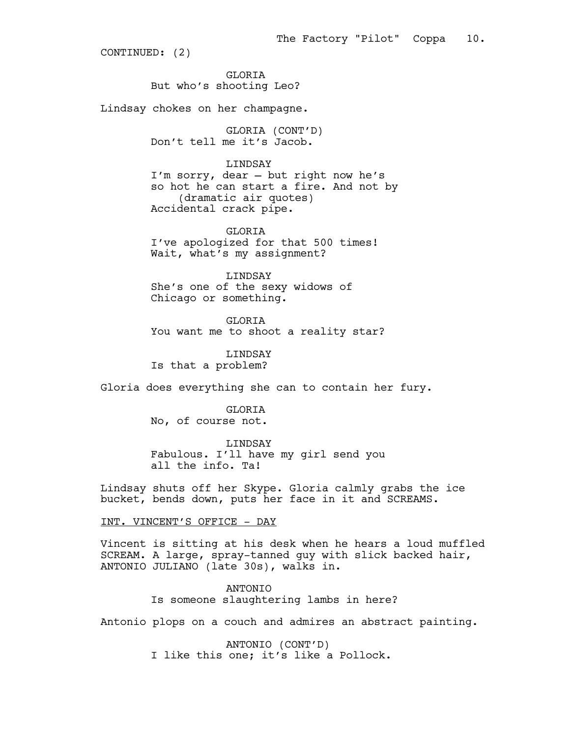CONTINUED: (2)

GLORIA
But who's shooting Leo?

Lindsay chokes on her champagne.

GLORIA (CONT'D)
Don't tell me it's Jacob.

LINDSAY
I'm sorry, dear – but right now he's so hot he can start a fire. And not by
(dramatic air quotes)
Accidental crack pipe.

GLORIA
I've apologized for that 500 times! Wait, what's my assignment?

LINDSAY
She's one of the sexy widows of Chicago or something.

GLORIA
You want me to shoot a reality star?

LINDSAY
Is that a problem?

Gloria does everything she can to contain her fury.

GLORIA
No, of course not.

LINDSAY
Fabulous. I'll have my girl send you all the info. Ta!

Lindsay shuts off her Skype. Gloria calmly grabs the ice bucket, bends down, puts her face in it and SCREAMS.

INT. VINCENT'S OFFICE - DAY

Vincent is sitting at his desk when he hears a loud muffled SCREAM. A large, spray-tanned guy with slick backed hair, ANTONIO JULIANO (late 30s), walks in.

ANTONIO
Is someone slaughtering lambs in here?

Antonio plops on a couch and admires an abstract painting.

ANTONIO (CONT'D)
I like this one; it's like a Pollock.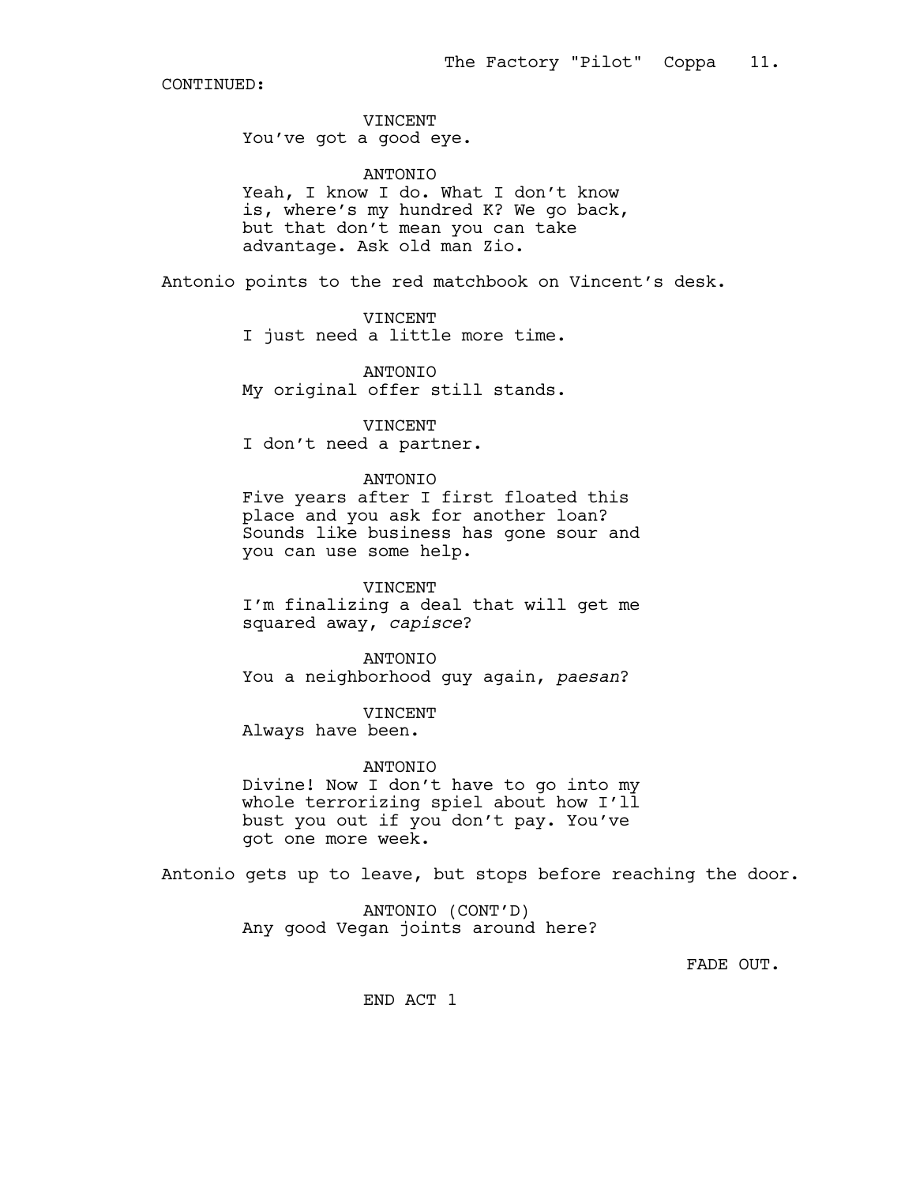CONTINUED:

VINCENT
You've got a good eye.

ANTONIO
Yeah, I know I do. What I don't know is, where's my hundred K? We go back, but that don't mean you can take advantage. Ask old man Zio.

Antonio points to the red matchbook on Vincent's desk.

VINCENT
I just need a little more time.

ANTONIO
My original offer still stands.

VINCENT
I don't need a partner.

ANTONIO
Five years after I first floated this place and you ask for another loan? Sounds like business has gone sour and you can use some help.

VINCENT
I'm finalizing a deal that will get me squared away, *capisce*?

ANTONIO
You a neighborhood guy again, *paesan*?

VINCENT
Always have been.

ANTONIO
Divine! Now I don't have to go into my whole terrorizing spiel about how I'll bust you out if you don't pay. You've got one more week.

Antonio gets up to leave, but stops before reaching the door.

ANTONIO (CONT'D)
Any good Vegan joints around here?

FADE OUT.

END ACT 1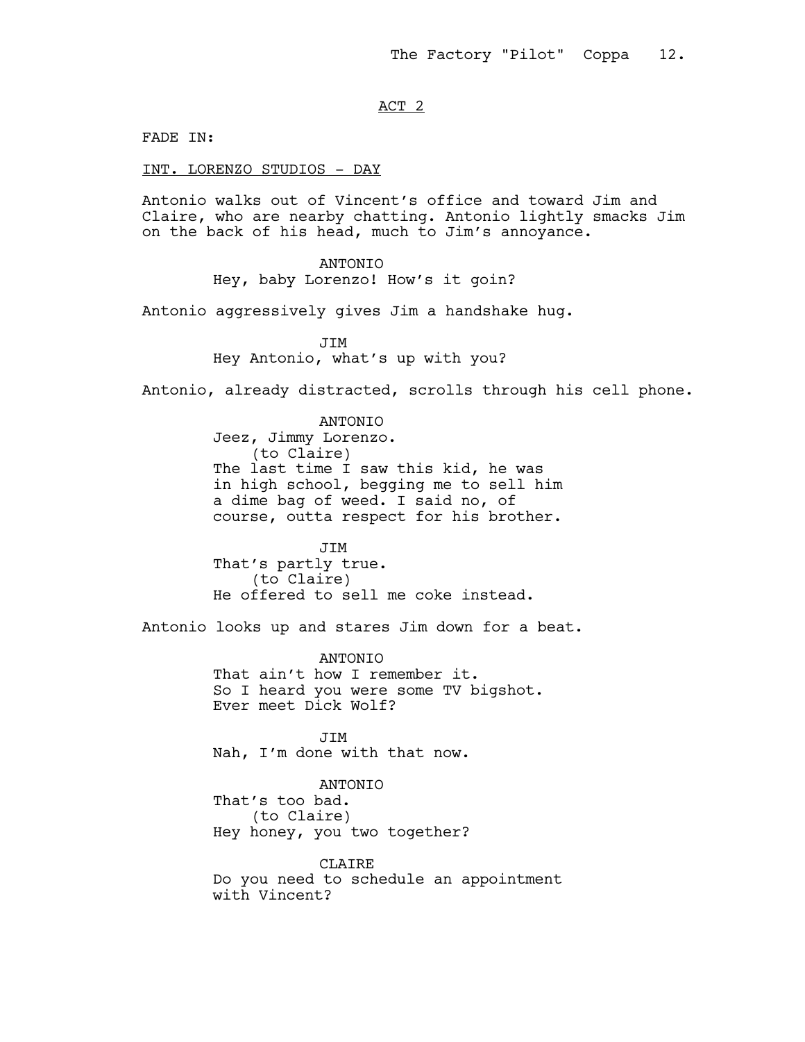ACT 2

FADE IN:

INT. LORENZO STUDIOS - DAY

Antonio walks out of Vincent's office and toward Jim and Claire, who are nearby chatting. Antonio lightly smacks Jim on the back of his head, much to Jim's annoyance.

ANTONIO
Hey, baby Lorenzo! How's it goin?

Antonio aggressively gives Jim a handshake hug.

JIM
Hey Antonio, what's up with you?

Antonio, already distracted, scrolls through his cell phone.

ANTONIO
Jeez, Jimmy Lorenzo.
(to Claire)
The last time I saw this kid, he was in high school, begging me to sell him a dime bag of weed. I said no, of course, outta respect for his brother.

JIM
That's partly true.
(to Claire)
He offered to sell me coke instead.

Antonio looks up and stares Jim down for a beat.

ANTONIO
That ain't how I remember it.
So I heard you were some TV bigshot.
Ever meet Dick Wolf?

JIM
Nah, I'm done with that now.

ANTONIO
That's too bad.
(to Claire)
Hey honey, you two together?

CLAIRE
Do you need to schedule an appointment with Vincent?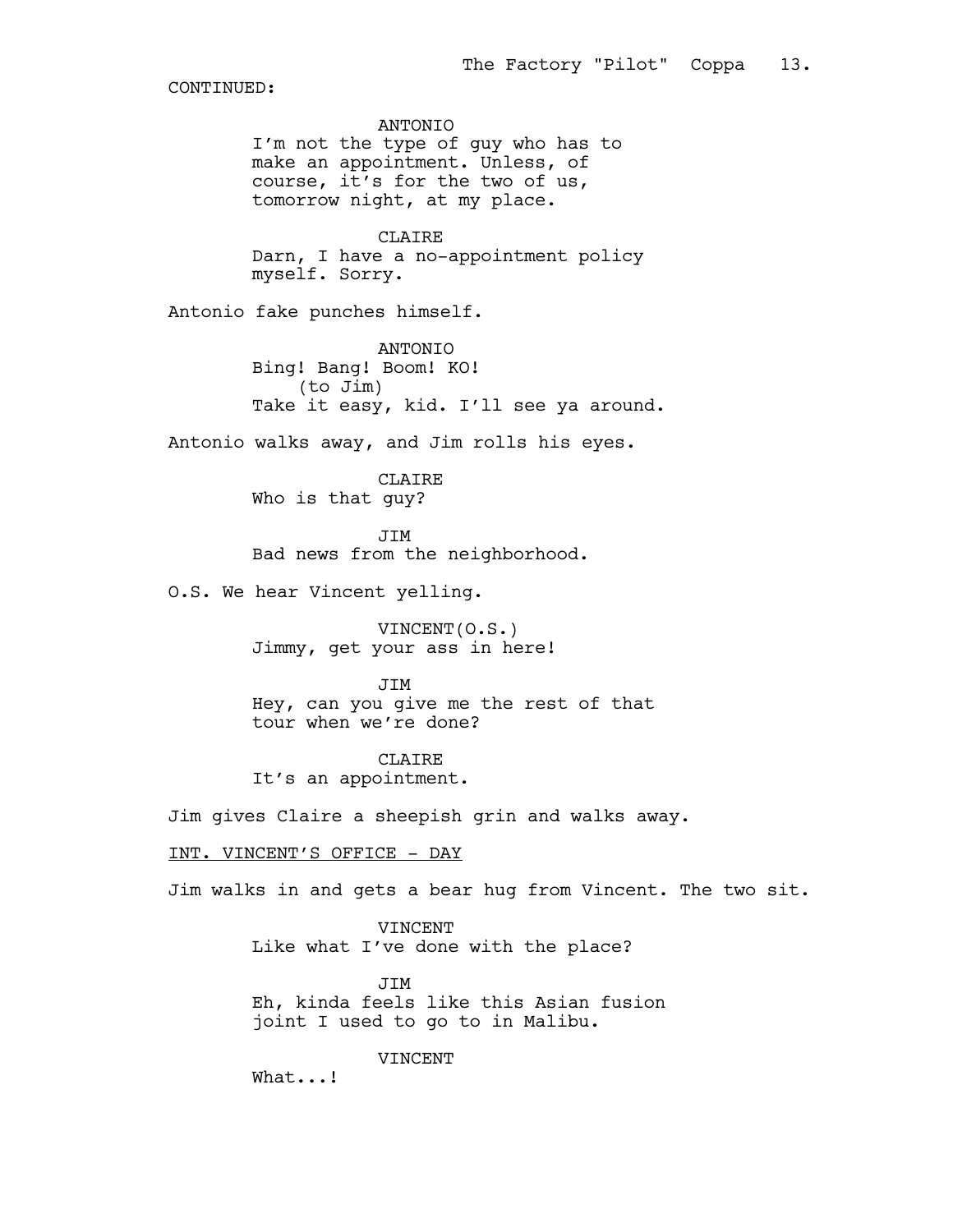CONTINUED:

ANTONIO
I'm not the type of guy who has to make an appointment. Unless, of course, it's for the two of us, tomorrow night, at my place.

CLAIRE
Darn, I have a no-appointment policy myself. Sorry.

Antonio fake punches himself.

ANTONIO
Bing! Bang! Boom! KO!
(to Jim)
Take it easy, kid. I'll see ya around.

Antonio walks away, and Jim rolls his eyes.

CLAIRE
Who is that guy?

JIM
Bad news from the neighborhood.

O.S. We hear Vincent yelling.

VINCENT(O.S.)
Jimmy, get your ass in here!

JIM
Hey, can you give me the rest of that tour when we're done?

CLAIRE
It's an appointment.

Jim gives Claire a sheepish grin and walks away.

INT. VINCENT'S OFFICE - DAY

Jim walks in and gets a bear hug from Vincent. The two sit.

VINCENT
Like what I've done with the place?

JIM
Eh, kinda feels like this Asian fusion joint I used to go to in Malibu.

VINCENT
What...!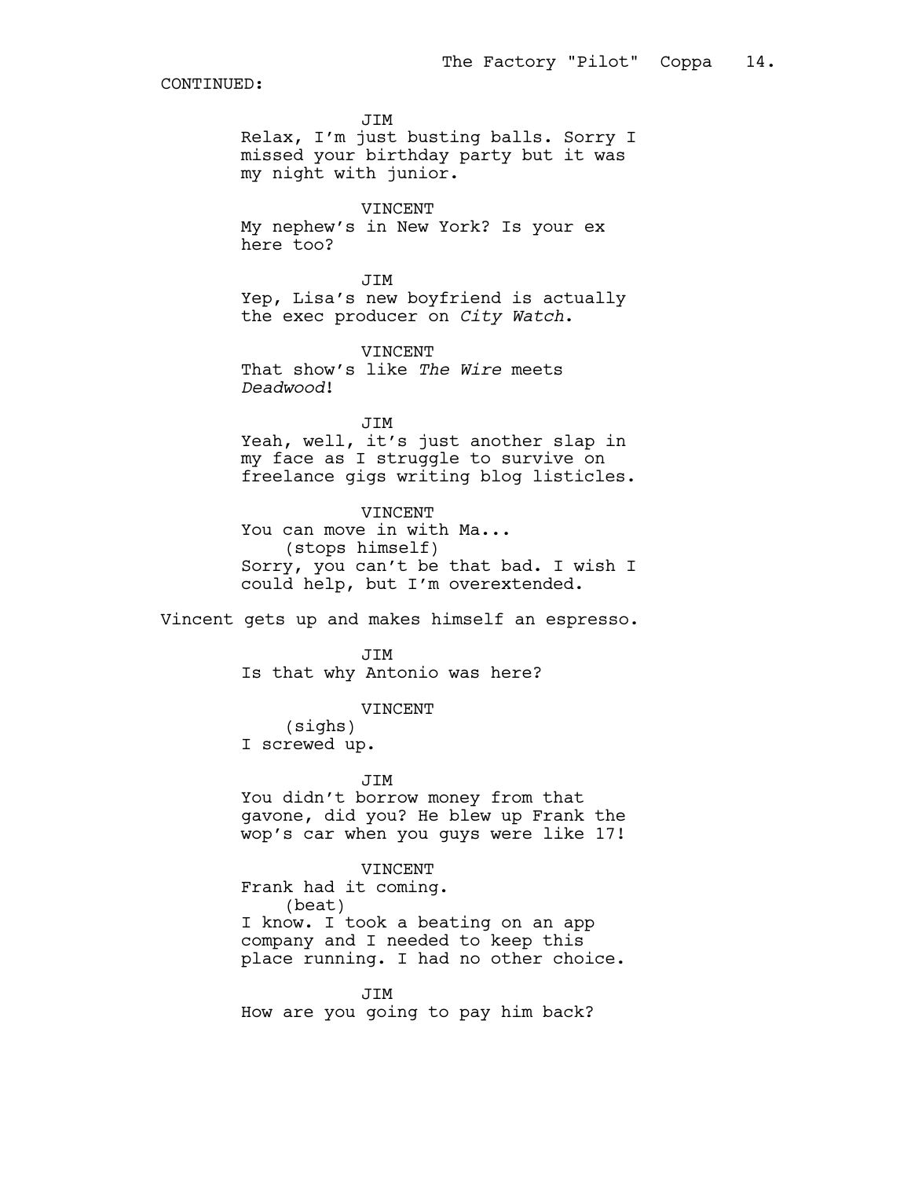CONTINUED:

JIM
Relax, I'm just busting balls. Sorry I missed your birthday party but it was my night with junior.

VINCENT
My nephew's in New York? Is your ex here too?

JIM
Yep, Lisa's new boyfriend is actually the exec producer on *City Watch*.

VINCENT
That show's like *The Wire* meets *Deadwood*!

JIM
Yeah, well, it's just another slap in my face as I struggle to survive on freelance gigs writing blog listicles.

VINCENT
You can move in with Ma...
(stops himself)
Sorry, you can't be that bad. I wish I could help, but I'm overextended.

Vincent gets up and makes himself an espresso.

JIM
Is that why Antonio was here?

VINCENT
(sighs)
I screwed up.

JIM
You didn't borrow money from that gavone, did you? He blew up Frank the wop's car when you guys were like 17!

VINCENT
Frank had it coming.
(beat)
I know. I took a beating on an app company and I needed to keep this place running. I had no other choice.

JIM
How are you going to pay him back?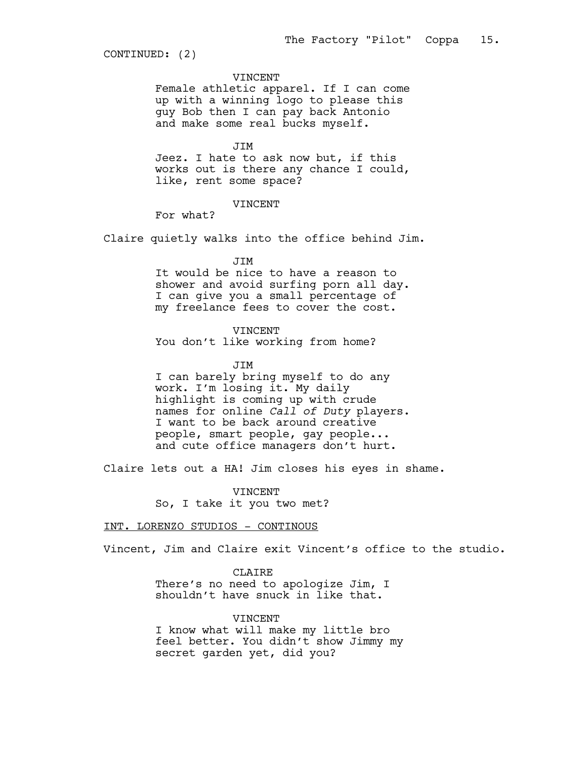CONTINUED: (2)

VINCENT
Female athletic apparel. If I can come up with a winning logo to please this guy Bob then I can pay back Antonio and make some real bucks myself.

JIM
Jeez. I hate to ask now but, if this works out is there any chance I could, like, rent some space?

VINCENT
For what?

Claire quietly walks into the office behind Jim.

JIM
It would be nice to have a reason to shower and avoid surfing porn all day. I can give you a small percentage of my freelance fees to cover the cost.

VINCENT
You don't like working from home?

JIM
I can barely bring myself to do any work. I'm losing it. My daily highlight is coming up with crude names for online *Call of Duty* players. I want to be back around creative people, smart people, gay people... and cute office managers don't hurt.

Claire lets out a HA! Jim closes his eyes in shame.

VINCENT
So, I take it you two met?

INT. LORENZO STUDIOS - CONTINOUS

Vincent, Jim and Claire exit Vincent's office to the studio.

CLAIRE
There's no need to apologize Jim, I shouldn't have snuck in like that.

VINCENT
I know what will make my little bro feel better. You didn't show Jimmy my secret garden yet, did you?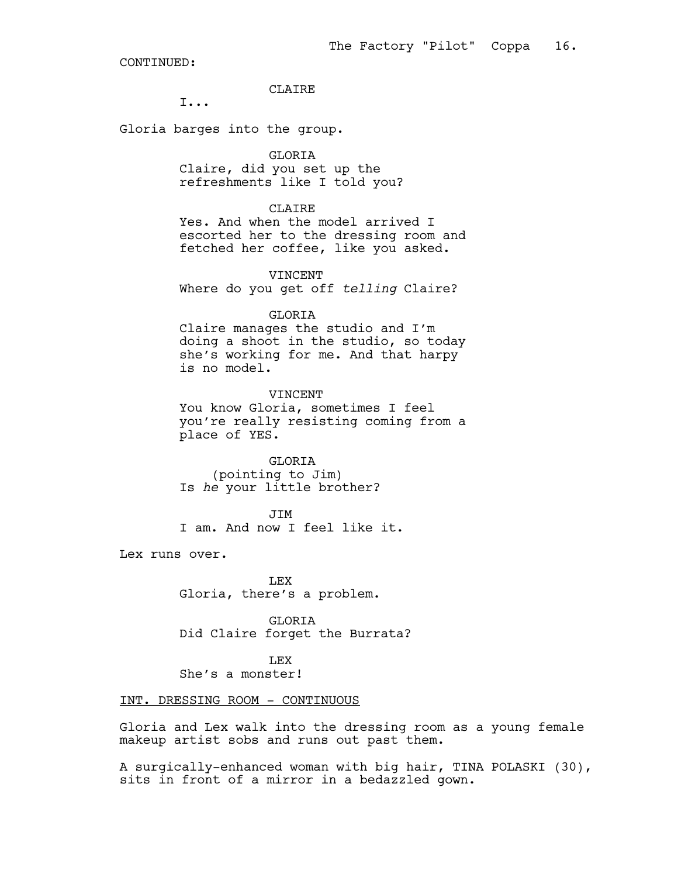CONTINUED:

CLAIRE
I...

Gloria barges into the group.

GLORIA
Claire, did you set up the refreshments like I told you?

CLAIRE
Yes. And when the model arrived I escorted her to the dressing room and fetched her coffee, like you asked.

VINCENT
Where do you get off *telling* Claire?

GLORIA
Claire manages the studio and I'm doing a shoot in the studio, so today she's working for me. And that harpy is no model.

VINCENT
You know Gloria, sometimes I feel you're really resisting coming from a place of YES.

GLORIA
(pointing to Jim)
Is *he* your little brother?

JIM
I am. And now I feel like it.

Lex runs over.

LEX
Gloria, there's a problem.

GLORIA
Did Claire forget the Burrata?

LEX
She's a monster!

INT. DRESSING ROOM - CONTINUOUS

Gloria and Lex walk into the dressing room as a young female makeup artist sobs and runs out past them.

A surgically-enhanced woman with big hair, TINA POLASKI (30), sits in front of a mirror in a bedazzled gown.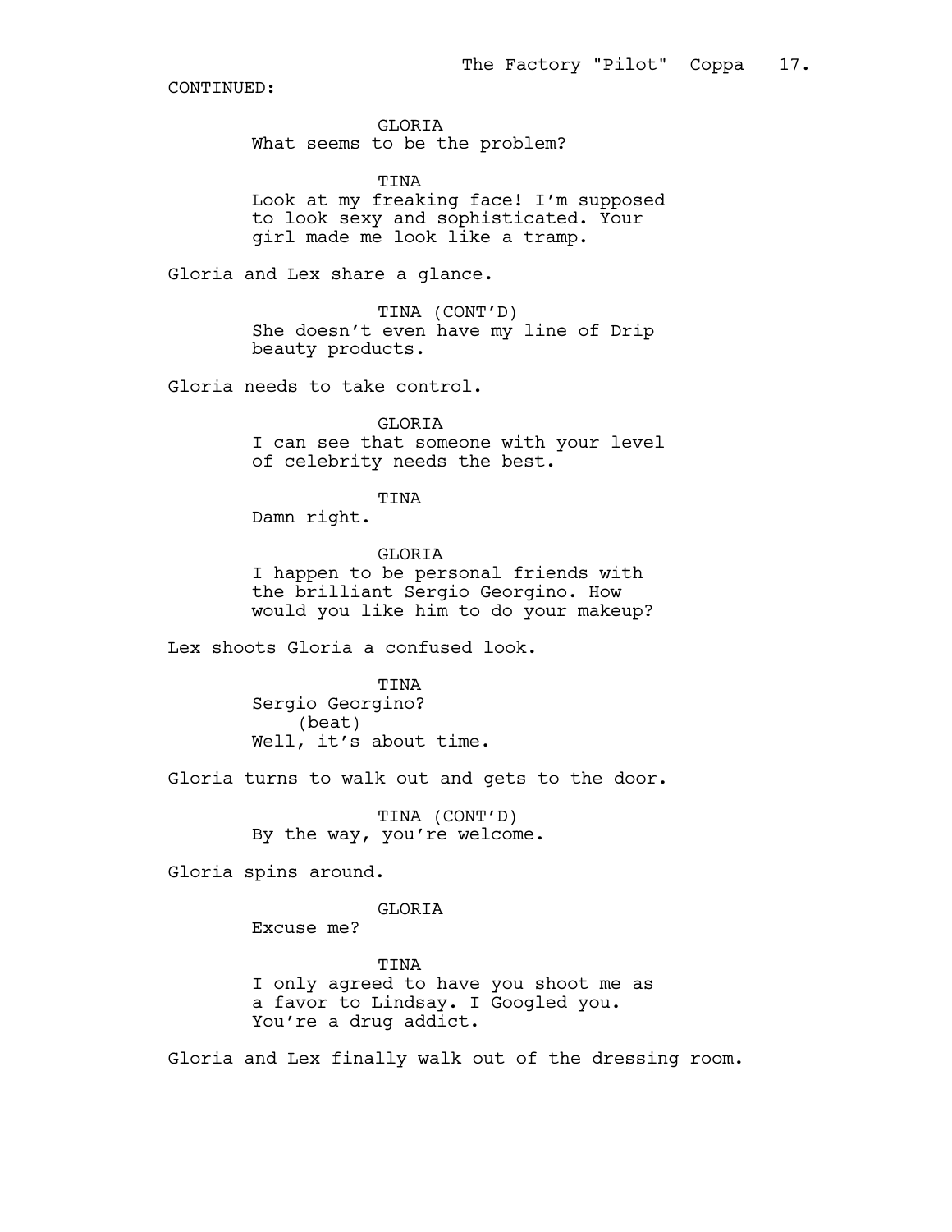CONTINUED:

GLORIA
What seems to be the problem?

TINA
Look at my freaking face! I'm supposed to look sexy and sophisticated. Your girl made me look like a tramp.

Gloria and Lex share a glance.

TINA (CONT'D)
She doesn't even have my line of Drip beauty products.

Gloria needs to take control.

GLORIA
I can see that someone with your level of celebrity needs the best.

TINA
Damn right.

GLORIA
I happen to be personal friends with the brilliant Sergio Georgino. How would you like him to do your makeup?

Lex shoots Gloria a confused look.

TINA
Sergio Georgino?
(beat)
Well, it's about time.

Gloria turns to walk out and gets to the door.

TINA (CONT'D)
By the way, you're welcome.

Gloria spins around.

GLORIA
Excuse me?

TINA
I only agreed to have you shoot me as a favor to Lindsay. I Googled you. You're a drug addict.

Gloria and Lex finally walk out of the dressing room.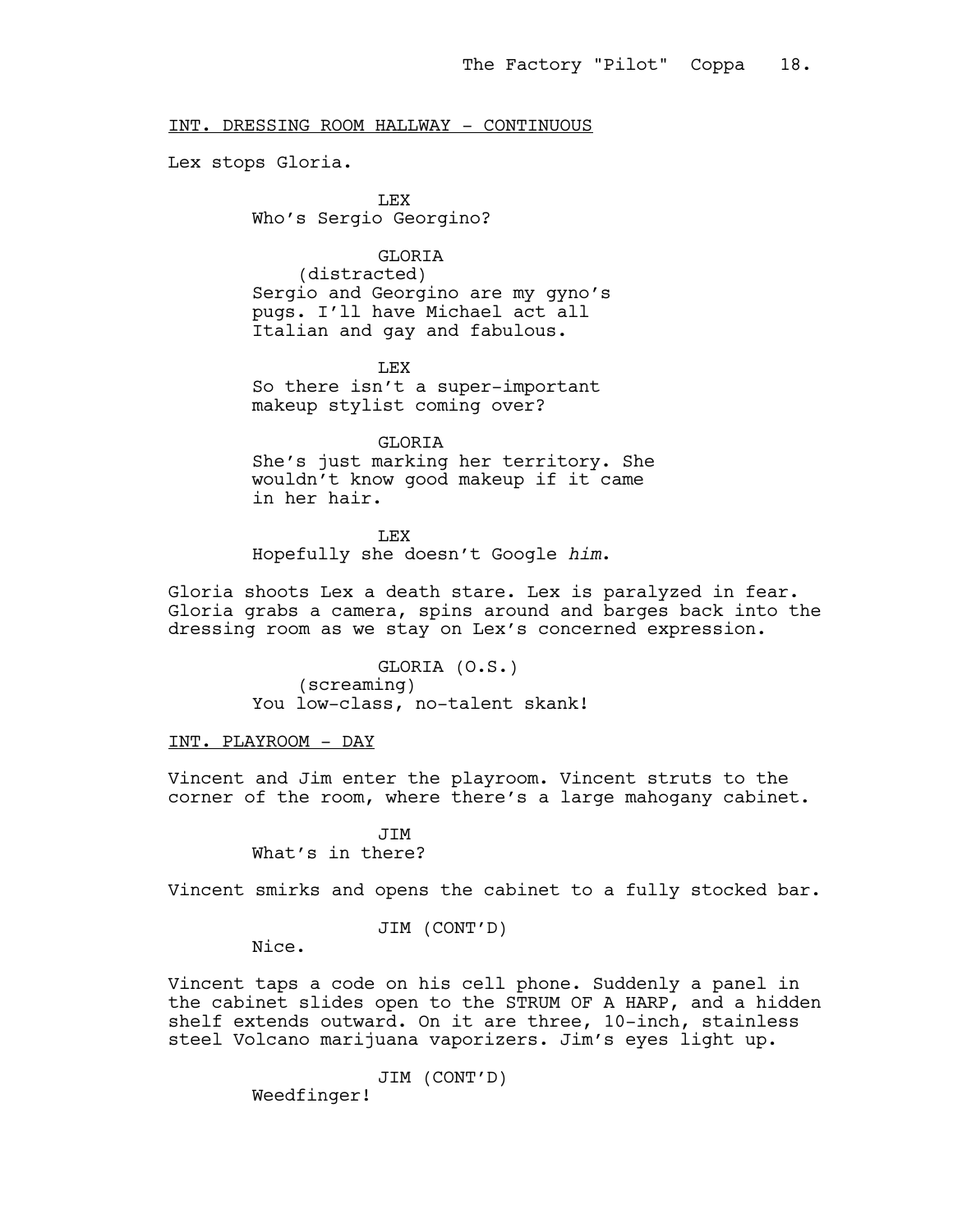INT. DRESSING ROOM HALLWAY - CONTINUOUS

Lex stops Gloria.

LEX
Who's Sergio Georgino?

GLORIA
(distracted)
Sergio and Georgino are my gyno's pugs. I'll have Michael act all Italian and gay and fabulous.

LEX
So there isn't a super-important makeup stylist coming over?

GLORIA
She's just marking her territory. She wouldn't know good makeup if it came in her hair.

LEX
Hopefully she doesn't Google *him*.

Gloria shoots Lex a death stare. Lex is paralyzed in fear. Gloria grabs a camera, spins around and barges back into the dressing room as we stay on Lex's concerned expression.

GLORIA (O.S.)
(screaming)
You low-class, no-talent skank!

INT. PLAYROOM - DAY

Vincent and Jim enter the playroom. Vincent struts to the corner of the room, where there's a large mahogany cabinet.

JIM
What's in there?

Vincent smirks and opens the cabinet to a fully stocked bar.

JIM (CONT'D)
Nice.

Vincent taps a code on his cell phone. Suddenly a panel in the cabinet slides open to the STRUM OF A HARP, and a hidden shelf extends outward. On it are three, 10-inch, stainless steel Volcano marijuana vaporizers. Jim's eyes light up.

JIM (CONT'D)
Weedfinger!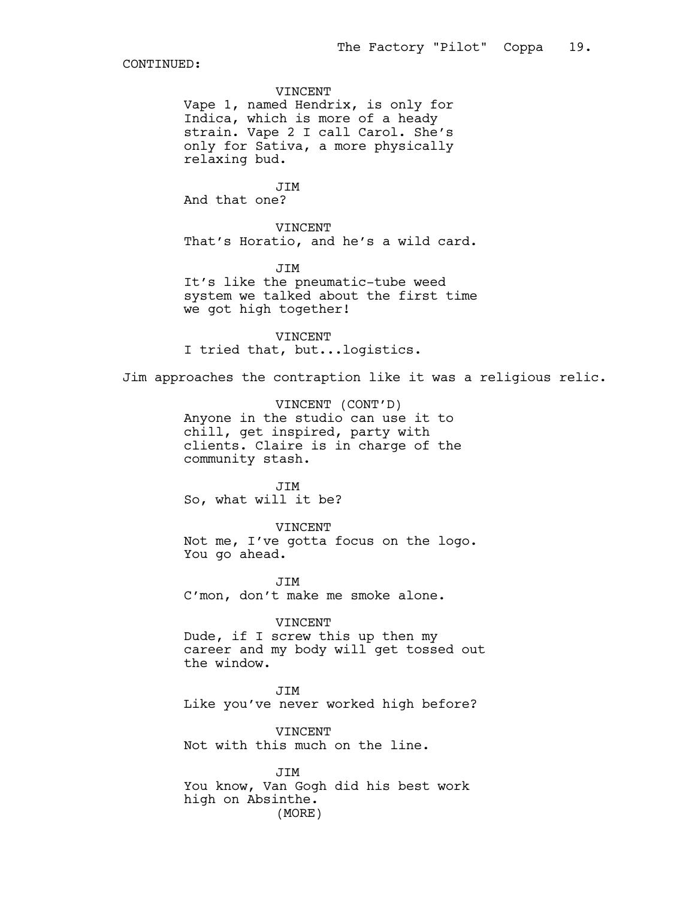CONTINUED:

VINCENT
Vape 1, named Hendrix, is only for Indica, which is more of a heady strain. Vape 2 I call Carol. She's only for Sativa, a more physically relaxing bud.

JIM
And that one?

VINCENT
That's Horatio, and he's a wild card.

JIM
It's like the pneumatic-tube weed system we talked about the first time we got high together!

VINCENT
I tried that, but...logistics.

Jim approaches the contraption like it was a religious relic.

VINCENT (CONT'D)
Anyone in the studio can use it to chill, get inspired, party with clients. Claire is in charge of the community stash.

JIM
So, what will it be?

VINCENT
Not me, I've gotta focus on the logo. You go ahead.

JIM
C'mon, don't make me smoke alone.

VINCENT
Dude, if I screw this up then my career and my body will get tossed out the window.

JIM
Like you've never worked high before?

VINCENT
Not with this much on the line.

JIM
You know, Van Gogh did his best work high on Absinthe.
(MORE)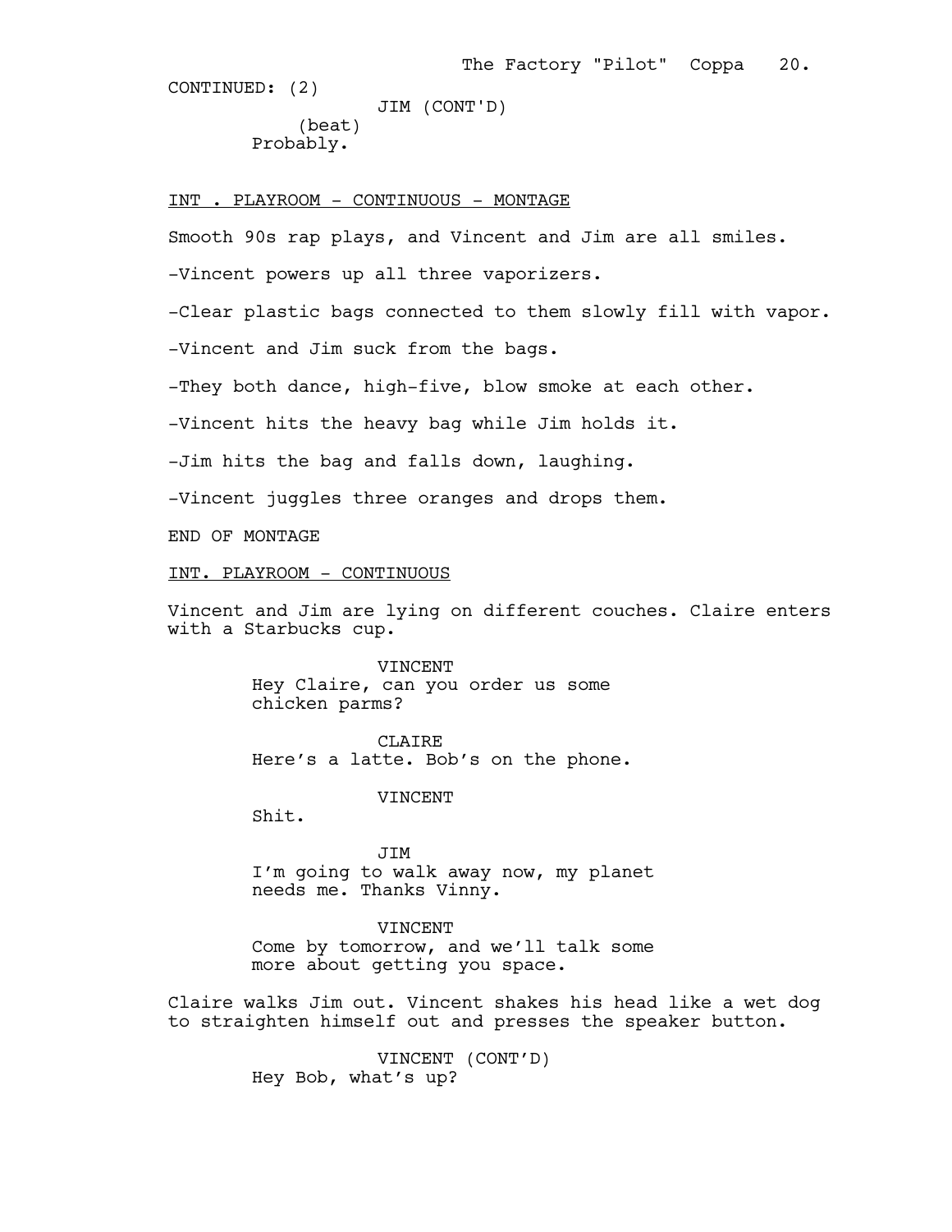CONTINUED: (2)

JIM (CONT'D)
(beat)
Probably.

INT . PLAYROOM - CONTINUOUS - MONTAGE

Smooth 90s rap plays, and Vincent and Jim are all smiles.

-Vincent powers up all three vaporizers.

-Clear plastic bags connected to them slowly fill with vapor.

-Vincent and Jim suck from the bags.

-They both dance, high-five, blow smoke at each other.

-Vincent hits the heavy bag while Jim holds it.

-Jim hits the bag and falls down, laughing.

-Vincent juggles three oranges and drops them.

END OF MONTAGE

INT. PLAYROOM - CONTINUOUS

Vincent and Jim are lying on different couches. Claire enters with a Starbucks cup.

VINCENT
Hey Claire, can you order us some chicken parms?

CLAIRE
Here's a latte. Bob's on the phone.

VINCENT
Shit.

JIM
I'm going to walk away now, my planet needs me. Thanks Vinny.

VINCENT
Come by tomorrow, and we'll talk some more about getting you space.

Claire walks Jim out. Vincent shakes his head like a wet dog to straighten himself out and presses the speaker button.

VINCENT (CONT'D)
Hey Bob, what's up?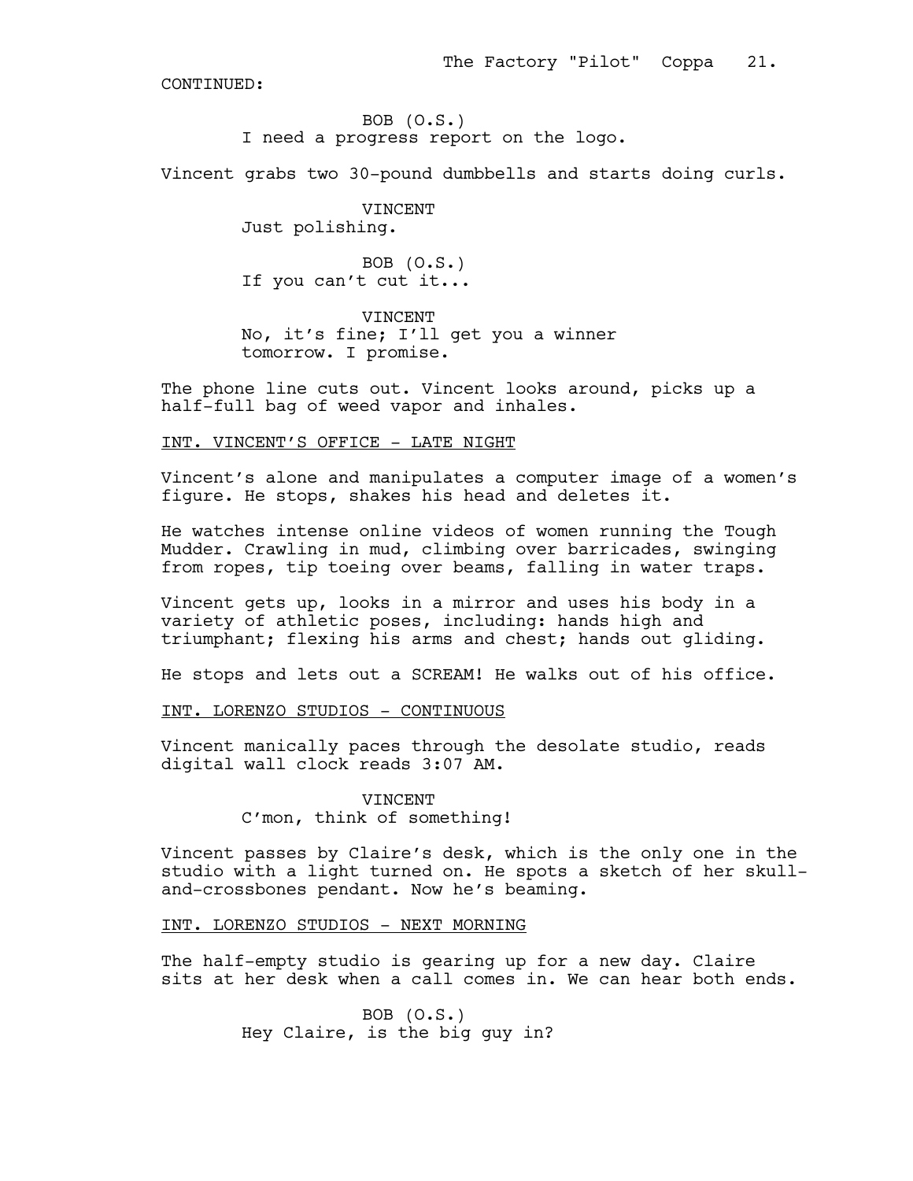CONTINUED:

BOB (O.S.)
I need a progress report on the logo.

Vincent grabs two 30-pound dumbbells and starts doing curls.

VINCENT
Just polishing.

BOB (O.S.)
If you can't cut it...

VINCENT
No, it's fine; I'll get you a winner tomorrow. I promise.

The phone line cuts out. Vincent looks around, picks up a half-full bag of weed vapor and inhales.

INT. VINCENT'S OFFICE - LATE NIGHT

Vincent's alone and manipulates a computer image of a women's figure. He stops, shakes his head and deletes it.

He watches intense online videos of women running the Tough Mudder. Crawling in mud, climbing over barricades, swinging from ropes, tip toeing over beams, falling in water traps.

Vincent gets up, looks in a mirror and uses his body in a variety of athletic poses, including: hands high and triumphant; flexing his arms and chest; hands out gliding.

He stops and lets out a SCREAM! He walks out of his office.

INT. LORENZO STUDIOS - CONTINUOUS

Vincent manically paces through the desolate studio, reads digital wall clock reads 3:07 AM.

VINCENT
C'mon, think of something!

Vincent passes by Claire's desk, which is the only one in the studio with a light turned on. He spots a sketch of her skull-and-crossbones pendant. Now he's beaming.

INT. LORENZO STUDIOS - NEXT MORNING

The half-empty studio is gearing up for a new day. Claire sits at her desk when a call comes in. We can hear both ends.

BOB (O.S.)
Hey Claire, is the big guy in?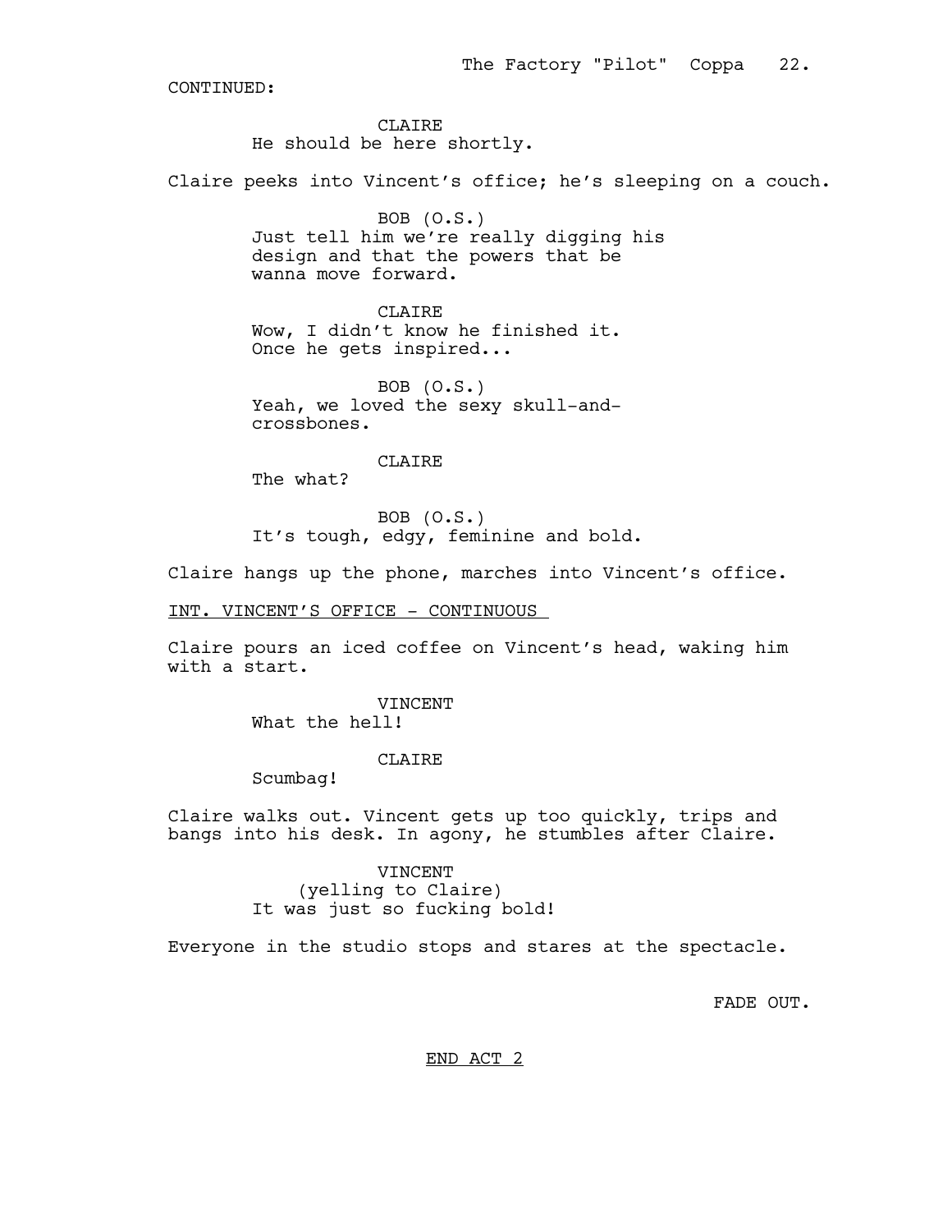CONTINUED:

CLAIRE
He should be here shortly.

Claire peeks into Vincent's office; he's sleeping on a couch.

BOB (O.S.)
Just tell him we're really digging his design and that the powers that be wanna move forward.

CLAIRE
Wow, I didn't know he finished it. Once he gets inspired...

BOB (O.S.)
Yeah, we loved the sexy skull-and-crossbones.

CLAIRE
The what?

BOB (O.S.)
It's tough, edgy, feminine and bold.

Claire hangs up the phone, marches into Vincent's office.

INT. VINCENT'S OFFICE - CONTINUOUS

Claire pours an iced coffee on Vincent's head, waking him with a start.

VINCENT
What the hell!

CLAIRE
Scumbag!

Claire walks out. Vincent gets up too quickly, trips and bangs into his desk. In agony, he stumbles after Claire.

VINCENT
(yelling to Claire)
It was just so fucking bold!

Everyone in the studio stops and stares at the spectacle.

FADE OUT.

END ACT 2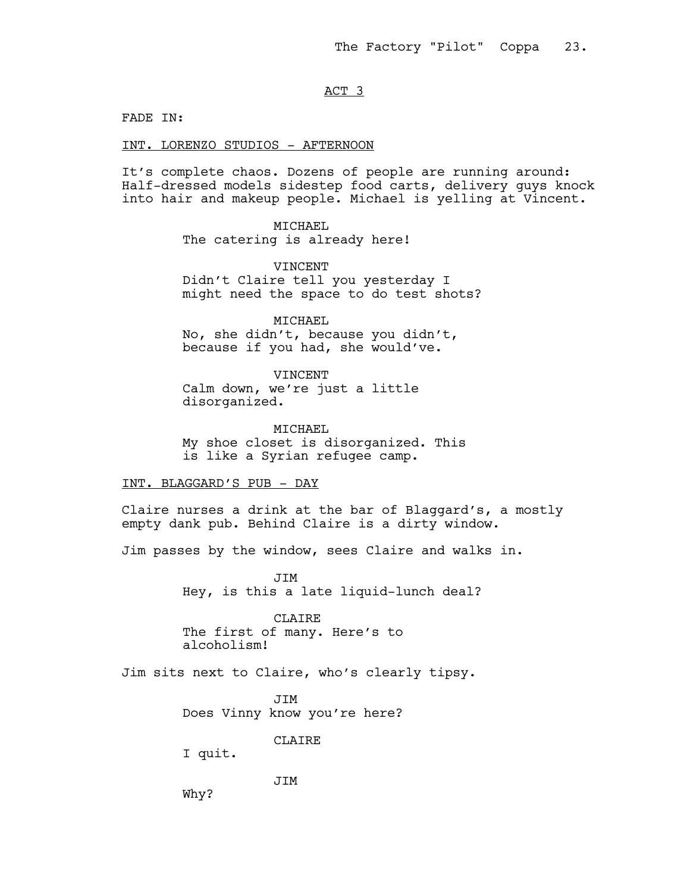ACT 3

FADE IN:

INT. LORENZO STUDIOS - AFTERNOON

It's complete chaos. Dozens of people are running around: Half-dressed models sidestep food carts, delivery guys knock into hair and makeup people. Michael is yelling at Vincent.

MICHAEL
The catering is already here!

VINCENT
Didn't Claire tell you yesterday I might need the space to do test shots?

MICHAEL
No, she didn't, because you didn't, because if you had, she would've.

VINCENT
Calm down, we're just a little disorganized.

MICHAEL
My shoe closet is disorganized. This is like a Syrian refugee camp.

INT. BLAGGARD'S PUB - DAY

Claire nurses a drink at the bar of Blaggard's, a mostly empty dank pub. Behind Claire is a dirty window.

Jim passes by the window, sees Claire and walks in.

JIM
Hey, is this a late liquid-lunch deal?

CLAIRE
The first of many. Here's to alcoholism!

Jim sits next to Claire, who's clearly tipsy.

JIM
Does Vinny know you're here?

CLAIRE
I quit.

JIM
Why?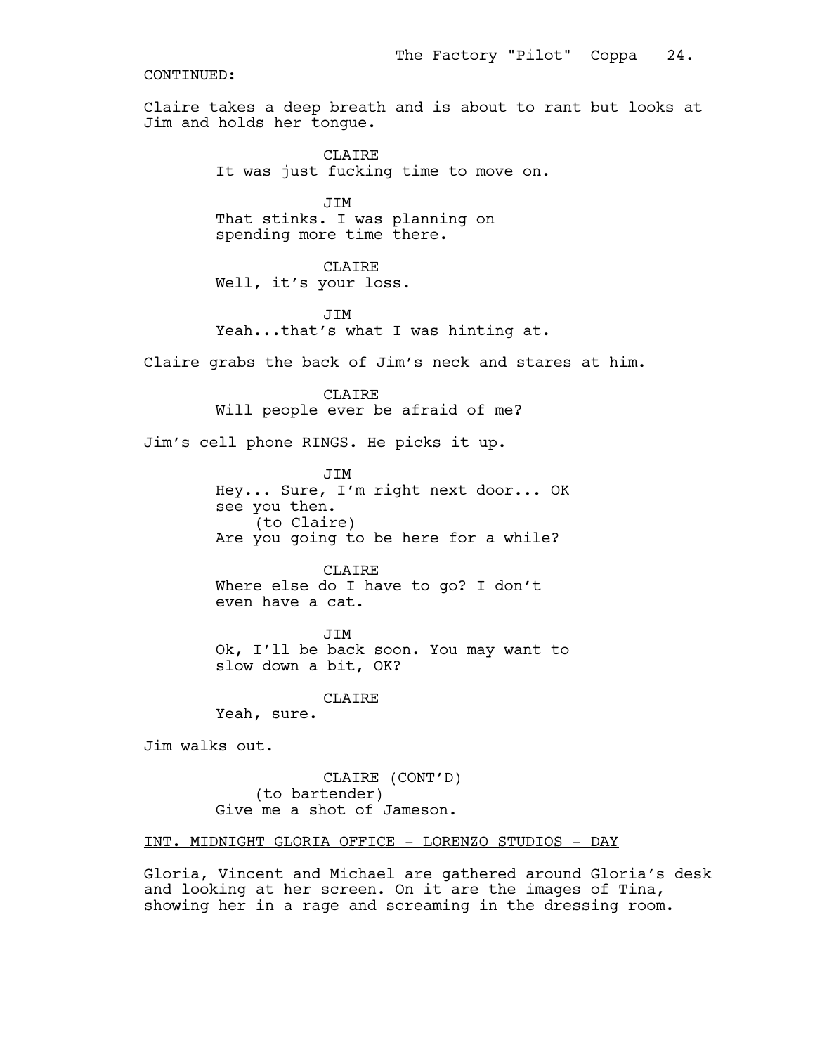CONTINUED:

Claire takes a deep breath and is about to rant but looks at Jim and holds her tongue.

CLAIRE
It was just fucking time to move on.

JIM
That stinks. I was planning on spending more time there.

CLAIRE
Well, it's your loss.

JIM
Yeah...that's what I was hinting at.

Claire grabs the back of Jim's neck and stares at him.

CLAIRE
Will people ever be afraid of me?

Jim's cell phone RINGS. He picks it up.

JIM
Hey... Sure, I'm right next door... OK see you then.
(to Claire)
Are you going to be here for a while?

CLAIRE
Where else do I have to go? I don't even have a cat.

JIM
Ok, I'll be back soon. You may want to slow down a bit, OK?

CLAIRE
Yeah, sure.

Jim walks out.

CLAIRE (CONT'D)
(to bartender)
Give me a shot of Jameson.

INT. MIDNIGHT GLORIA OFFICE - LORENZO STUDIOS - DAY

Gloria, Vincent and Michael are gathered around Gloria's desk and looking at her screen. On it are the images of Tina, showing her in a rage and screaming in the dressing room.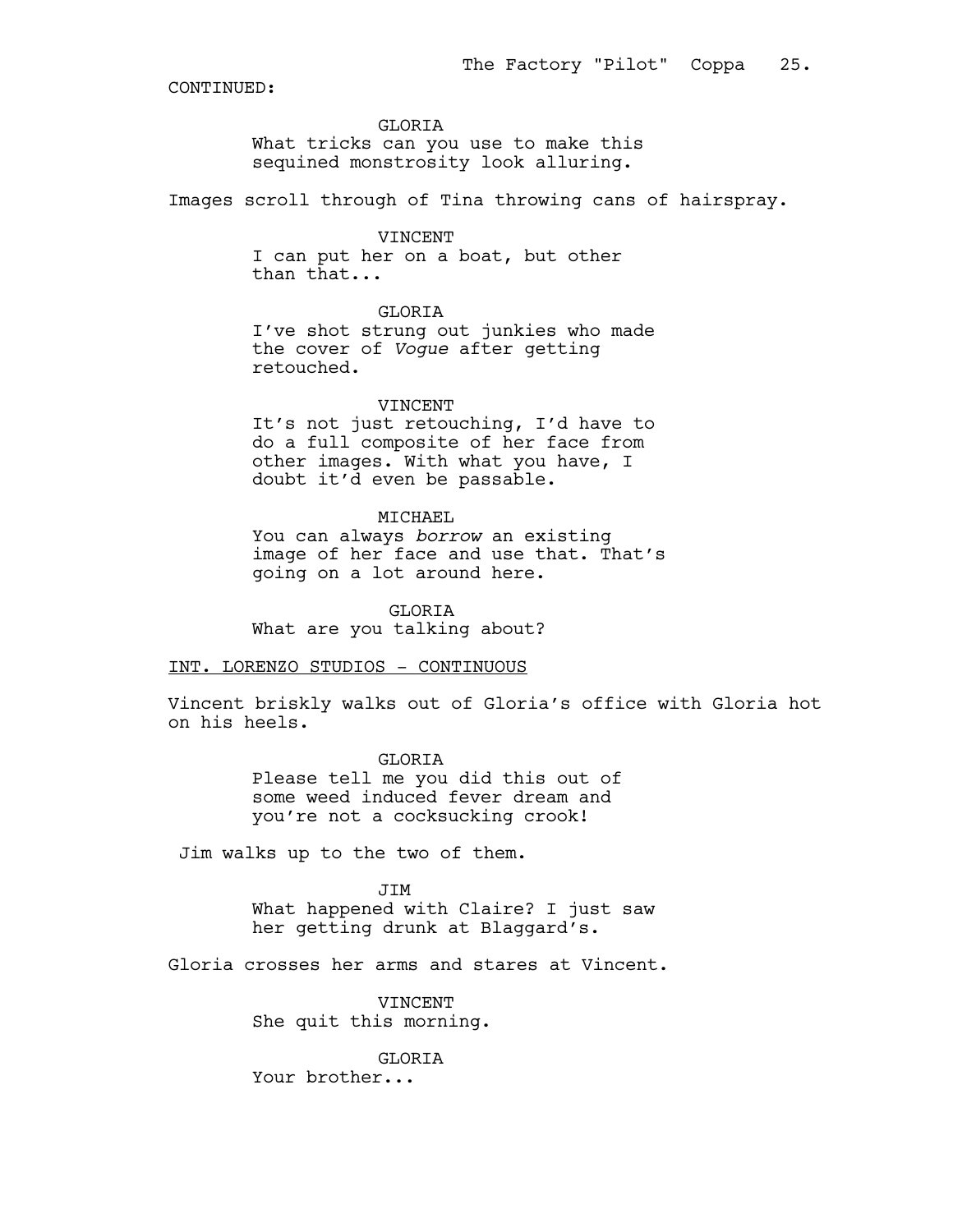CONTINUED:

GLORIA
What tricks can you use to make this sequined monstrosity look alluring.

Images scroll through of Tina throwing cans of hairspray.

VINCENT
I can put her on a boat, but other than that...

GLORIA
I've shot strung out junkies who made the cover of *Vogue* after getting retouched.

VINCENT
It's not just retouching, I'd have to do a full composite of her face from other images. With what you have, I doubt it'd even be passable.

MICHAEL
You can always *borrow* an existing image of her face and use that. That's going on a lot around here.

GLORIA
What are you talking about?

INT. LORENZO STUDIOS - CONTINUOUS

Vincent briskly walks out of Gloria's office with Gloria hot on his heels.

GLORIA
Please tell me you did this out of some weed induced fever dream and you're not a cocksucking crook!

Jim walks up to the two of them.

JIM
What happened with Claire? I just saw her getting drunk at Blaggard's.

Gloria crosses her arms and stares at Vincent.

VINCENT
She quit this morning.

GLORIA
Your brother...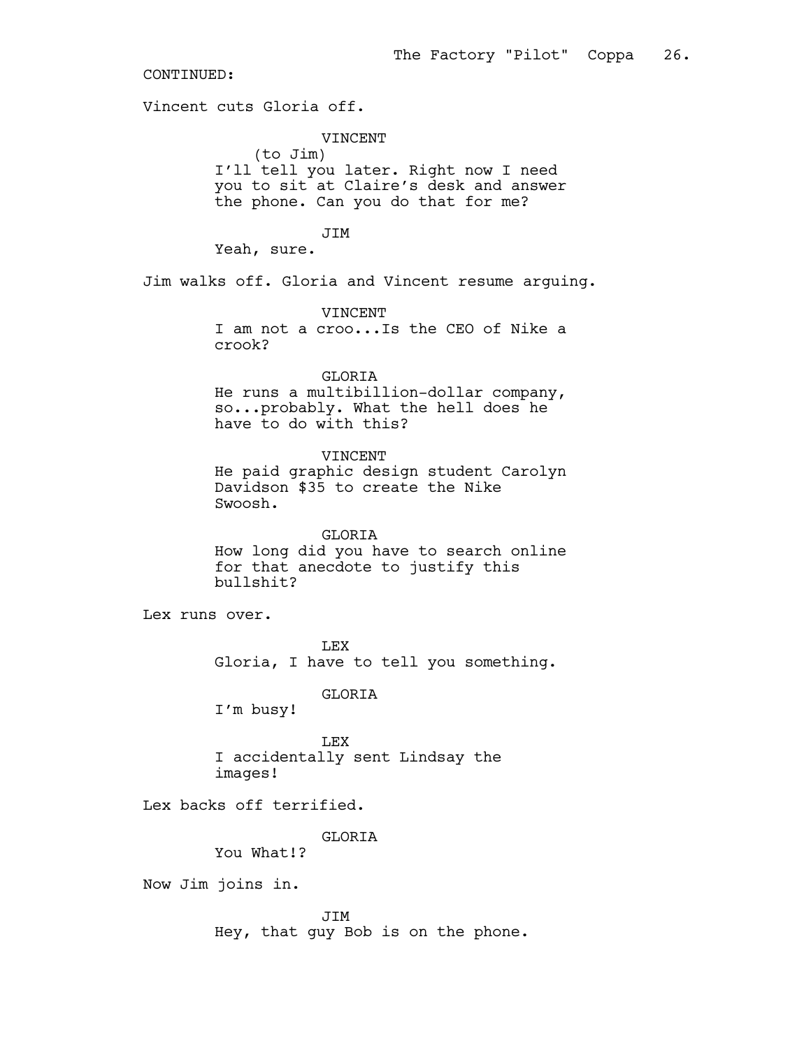CONTINUED:

Vincent cuts Gloria off.

VINCENT
(to Jim)
I'll tell you later. Right now I need you to sit at Claire's desk and answer the phone. Can you do that for me?

JIM
Yeah, sure.

Jim walks off. Gloria and Vincent resume arguing.

VINCENT
I am not a croo...Is the CEO of Nike a crook?

GLORIA
He runs a multibillion-dollar company, so...probably. What the hell does he have to do with this?

VINCENT
He paid graphic design student Carolyn Davidson $35 to create the Nike Swoosh.

GLORIA
How long did you have to search online for that anecdote to justify this bullshit?

Lex runs over.

LEX
Gloria, I have to tell you something.

GLORIA
I'm busy!

LEX
I accidentally sent Lindsay the images!

Lex backs off terrified.

GLORIA
You What!?

Now Jim joins in.

JIM
Hey, that guy Bob is on the phone.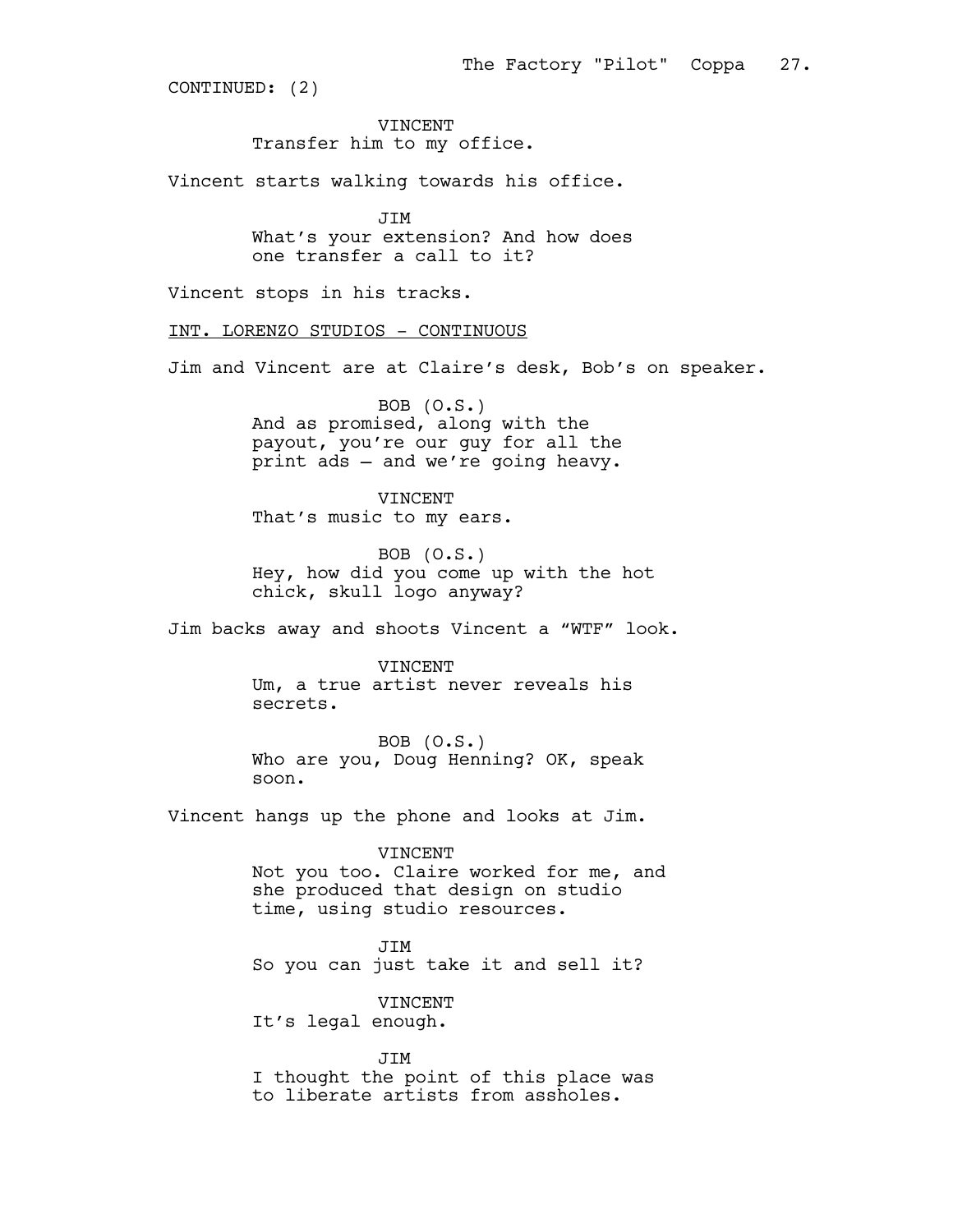CONTINUED: (2)

VINCENT
Transfer him to my office.

Vincent starts walking towards his office.

JIM
What's your extension? And how does one transfer a call to it?

Vincent stops in his tracks.

INT. LORENZO STUDIOS - CONTINUOUS

Jim and Vincent are at Claire's desk, Bob's on speaker.

BOB (O.S.)
And as promised, along with the payout, you're our guy for all the print ads – and we're going heavy.

VINCENT
That's music to my ears.

BOB (O.S.)
Hey, how did you come up with the hot chick, skull logo anyway?

Jim backs away and shoots Vincent a "WTF" look.

VINCENT
Um, a true artist never reveals his secrets.

BOB (O.S.)
Who are you, Doug Henning? OK, speak soon.

Vincent hangs up the phone and looks at Jim.

VINCENT
Not you too. Claire worked for me, and she produced that design on studio time, using studio resources.

JIM
So you can just take it and sell it?

VINCENT
It's legal enough.

JIM
I thought the point of this place was to liberate artists from assholes.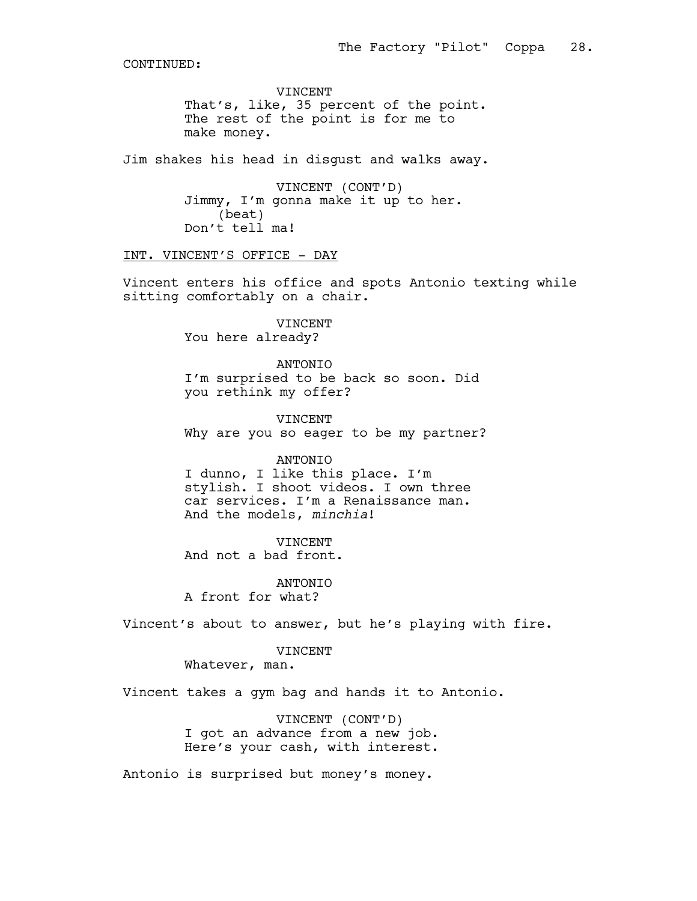CONTINUED:

VINCENT
That's, like, 35 percent of the point. The rest of the point is for me to make money.

Jim shakes his head in disgust and walks away.

VINCENT (CONT'D)
Jimmy, I'm gonna make it up to her.
(beat)
Don't tell ma!

INT. VINCENT'S OFFICE - DAY

Vincent enters his office and spots Antonio texting while sitting comfortably on a chair.

VINCENT
You here already?

ANTONIO
I'm surprised to be back so soon. Did you rethink my offer?

VINCENT
Why are you so eager to be my partner?

ANTONIO
I dunno, I like this place. I'm stylish. I shoot videos. I own three car services. I'm a Renaissance man. And the models, *minchia*!

VINCENT
And not a bad front.

ANTONIO
A front for what?

Vincent's about to answer, but he's playing with fire.

VINCENT
Whatever, man.

Vincent takes a gym bag and hands it to Antonio.

VINCENT (CONT'D)
I got an advance from a new job. Here's your cash, with interest.

Antonio is surprised but money's money.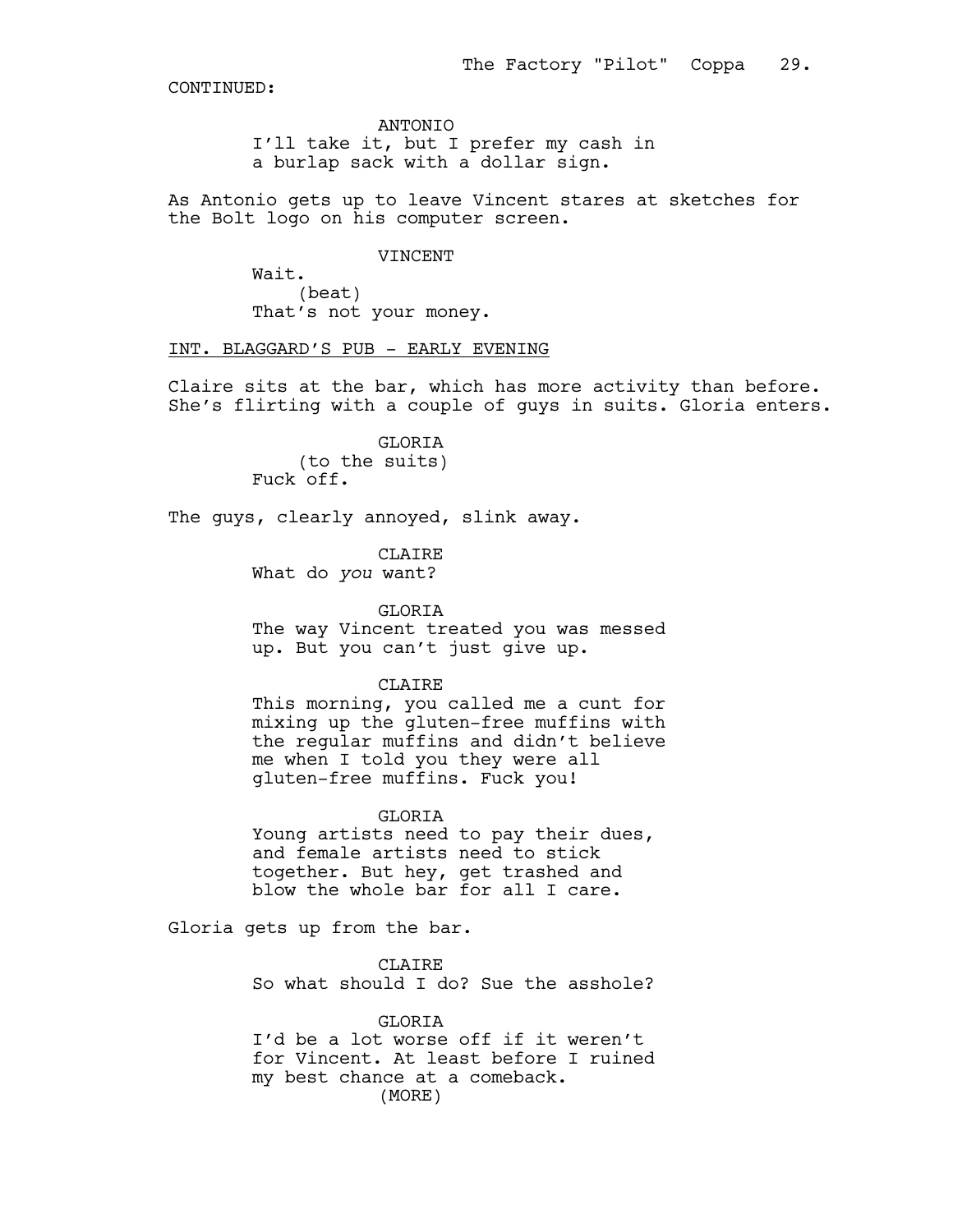CONTINUED:

ANTONIO
I'll take it, but I prefer my cash in a burlap sack with a dollar sign.

As Antonio gets up to leave Vincent stares at sketches for the Bolt logo on his computer screen.

VINCENT
Wait.
(beat)
That's not your money.

INT. BLAGGARD'S PUB - EARLY EVENING

Claire sits at the bar, which has more activity than before. She's flirting with a couple of guys in suits. Gloria enters.

GLORIA
(to the suits)
Fuck off.

The guys, clearly annoyed, slink away.

CLAIRE
What do *you* want?

GLORIA
The way Vincent treated you was messed up. But you can't just give up.

CLAIRE
This morning, you called me a cunt for mixing up the gluten-free muffins with the regular muffins and didn't believe me when I told you they were all gluten-free muffins. Fuck you!

GLORIA
Young artists need to pay their dues, and female artists need to stick together. But hey, get trashed and blow the whole bar for all I care.

Gloria gets up from the bar.

CLAIRE
So what should I do? Sue the asshole?

GLORIA
I'd be a lot worse off if it weren't for Vincent. At least before I ruined my best chance at a comeback.
(MORE)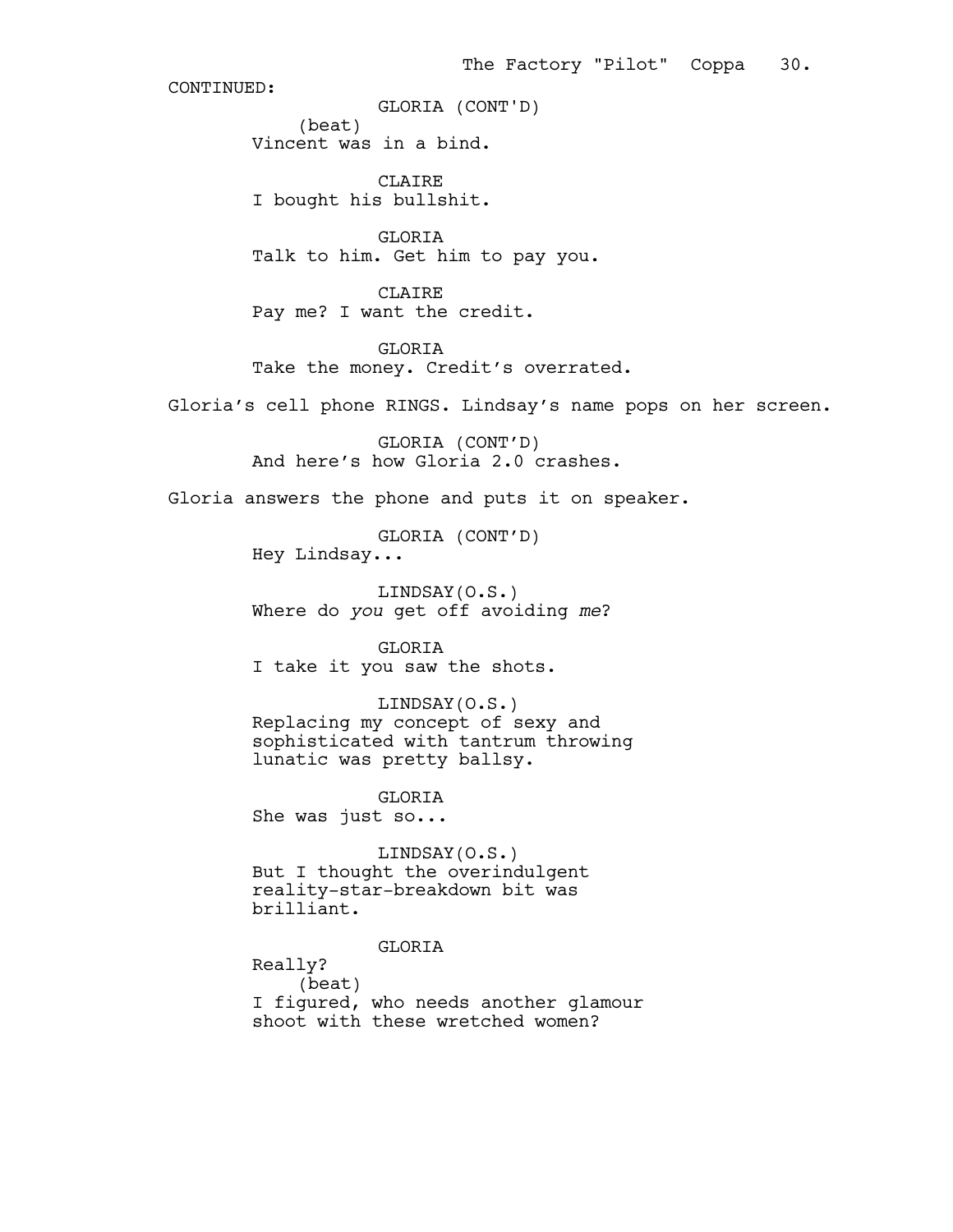CONTINUED:

GLORIA (CONT'D)
(beat)
Vincent was in a bind.

CLAIRE
I bought his bullshit.

GLORIA
Talk to him. Get him to pay you.

CLAIRE
Pay me? I want the credit.

GLORIA
Take the money. Credit's overrated.

Gloria's cell phone RINGS. Lindsay's name pops on her screen.

GLORIA (CONT'D)
And here's how Gloria 2.0 crashes.

Gloria answers the phone and puts it on speaker.

GLORIA (CONT'D)
Hey Lindsay...

LINDSAY(O.S.)
Where do *you* get off avoiding *me*?

GLORIA
I take it you saw the shots.

LINDSAY(O.S.)
Replacing my concept of sexy and sophisticated with tantrum throwing lunatic was pretty ballsy.

GLORIA
She was just so...

LINDSAY(O.S.)
But I thought the overindulgent reality-star-breakdown bit was brilliant.

GLORIA
Really?
(beat)
I figured, who needs another glamour shoot with these wretched women?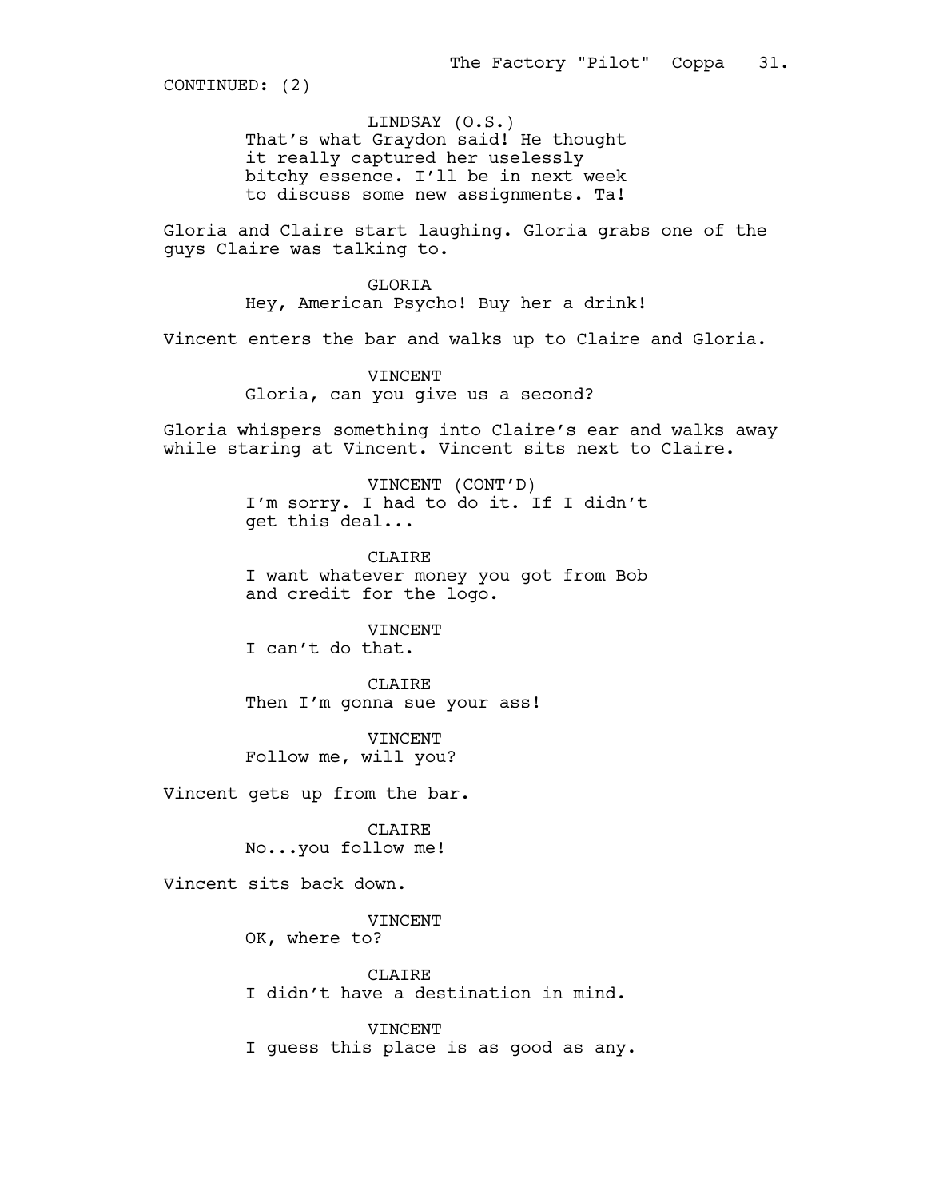CONTINUED: (2)

LINDSAY (O.S.)
That's what Graydon said! He thought it really captured her uselessly bitchy essence. I'll be in next week to discuss some new assignments. Ta!

Gloria and Claire start laughing. Gloria grabs one of the guys Claire was talking to.

GLORIA
Hey, American Psycho! Buy her a drink!

Vincent enters the bar and walks up to Claire and Gloria.

VINCENT
Gloria, can you give us a second?

Gloria whispers something into Claire's ear and walks away while staring at Vincent. Vincent sits next to Claire.

VINCENT (CONT'D)
I'm sorry. I had to do it. If I didn't get this deal...

CLAIRE
I want whatever money you got from Bob and credit for the logo.

VINCENT
I can't do that.

CLAIRE
Then I'm gonna sue your ass!

VINCENT
Follow me, will you?

Vincent gets up from the bar.

CLAIRE
No...you follow me!

Vincent sits back down.

VINCENT
OK, where to?

CLAIRE
I didn't have a destination in mind.

VINCENT
I guess this place is as good as any.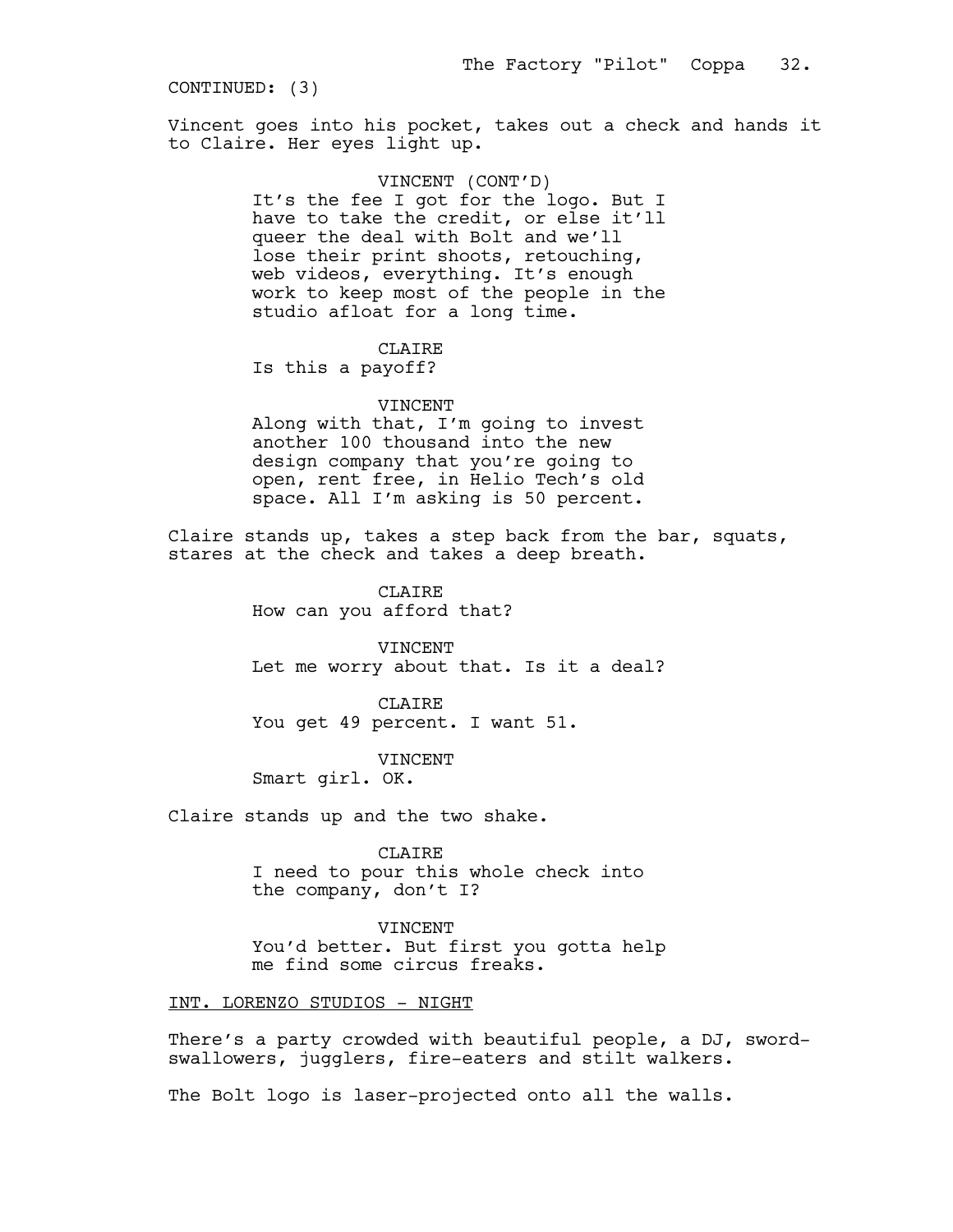CONTINUED: (3)

Vincent goes into his pocket, takes out a check and hands it to Claire. Her eyes light up.

VINCENT (CONT'D)
It's the fee I got for the logo. But I have to take the credit, or else it'll queer the deal with Bolt and we'll lose their print shoots, retouching, web videos, everything. It's enough work to keep most of the people in the studio afloat for a long time.

CLAIRE
Is this a payoff?

VINCENT
Along with that, I'm going to invest another 100 thousand into the new design company that you're going to open, rent free, in Helio Tech's old space. All I'm asking is 50 percent.

Claire stands up, takes a step back from the bar, squats, stares at the check and takes a deep breath.

CLAIRE
How can you afford that?

VINCENT
Let me worry about that. Is it a deal?

CLAIRE
You get 49 percent. I want 51.

VINCENT
Smart girl. OK.

Claire stands up and the two shake.

CLAIRE
I need to pour this whole check into the company, don't I?

VINCENT
You'd better. But first you gotta help me find some circus freaks.

INT. LORENZO STUDIOS - NIGHT

There's a party crowded with beautiful people, a DJ, sword-swallowers, jugglers, fire-eaters and stilt walkers.

The Bolt logo is laser-projected onto all the walls.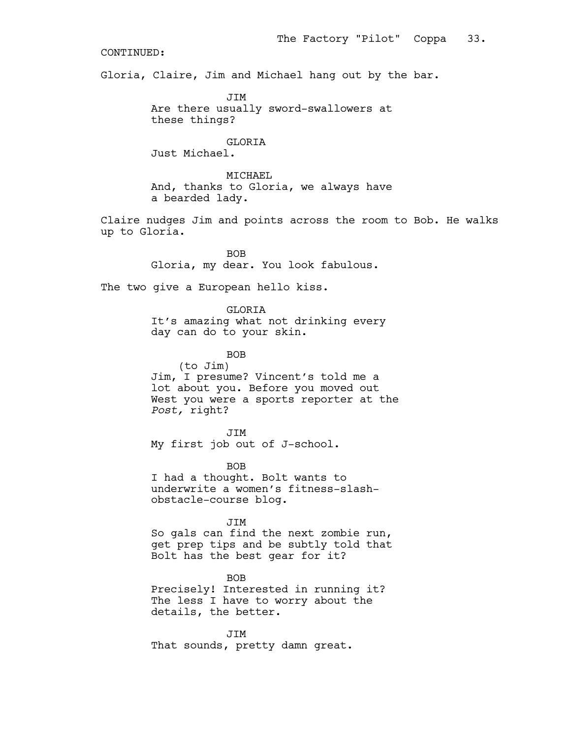CONTINUED:

Gloria, Claire, Jim and Michael hang out by the bar.

JIM

Are there usually sword-swallowers at these things?

GLORIA

Just Michael.

MICHAEL

And, thanks to Gloria, we always have a bearded lady.

Claire nudges Jim and points across the room to Bob. He walks up to Gloria.

BOB

Gloria, my dear. You look fabulous.

The two give a European hello kiss.

GLORIA

It's amazing what not drinking every day can do to your skin.

BOB

(to Jim)

Jim, I presume? Vincent's told me a lot about you. Before you moved out West you were a sports reporter at the *Post,* right?

JIM

My first job out of J-school.

BOB

I had a thought. Bolt wants to underwrite a women's fitness-slash-obstacle-course blog.

JIM

So gals can find the next zombie run, get prep tips and be subtly told that Bolt has the best gear for it?

BOB

Precisely! Interested in running it? The less I have to worry about the details, the better.

JIM

That sounds, pretty damn great.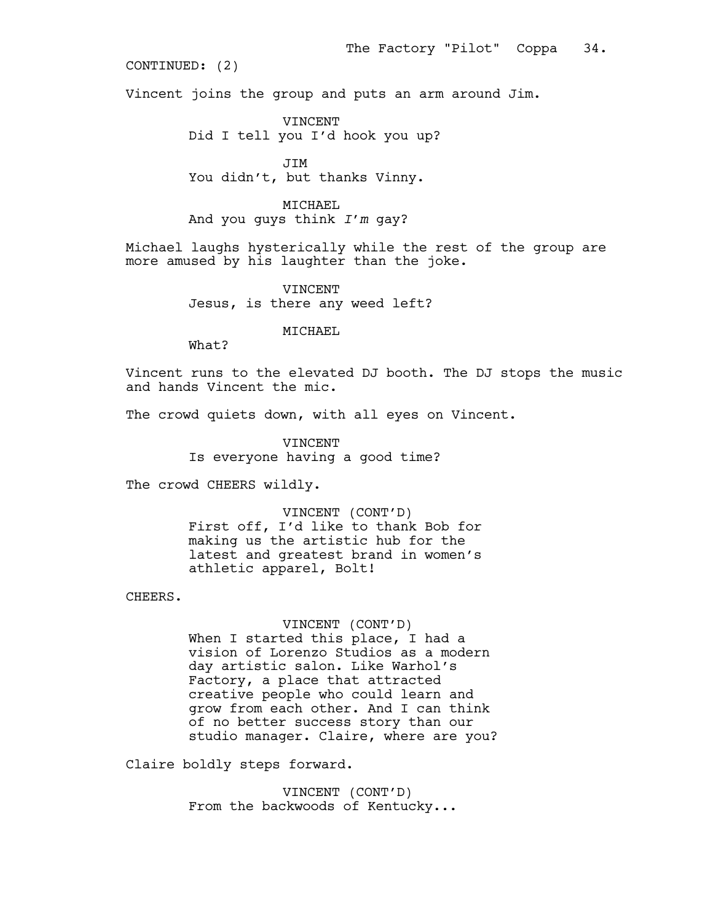CONTINUED: (2)

Vincent joins the group and puts an arm around Jim.

VINCENT
Did I tell you I'd hook you up?

JIM
You didn't, but thanks Vinny.

MICHAEL
And you guys think *I'm* gay?

Michael laughs hysterically while the rest of the group are more amused by his laughter than the joke.

VINCENT
Jesus, is there any weed left?

MICHAEL
What?

Vincent runs to the elevated DJ booth. The DJ stops the music and hands Vincent the mic.

The crowd quiets down, with all eyes on Vincent.

VINCENT
Is everyone having a good time?

The crowd CHEERS wildly.

VINCENT (CONT'D)
First off, I'd like to thank Bob for making us the artistic hub for the latest and greatest brand in women's athletic apparel, Bolt!

CHEERS.

VINCENT (CONT'D)
When I started this place, I had a vision of Lorenzo Studios as a modern day artistic salon. Like Warhol's Factory, a place that attracted creative people who could learn and grow from each other. And I can think of no better success story than our studio manager. Claire, where are you?

Claire boldly steps forward.

VINCENT (CONT'D)
From the backwoods of Kentucky...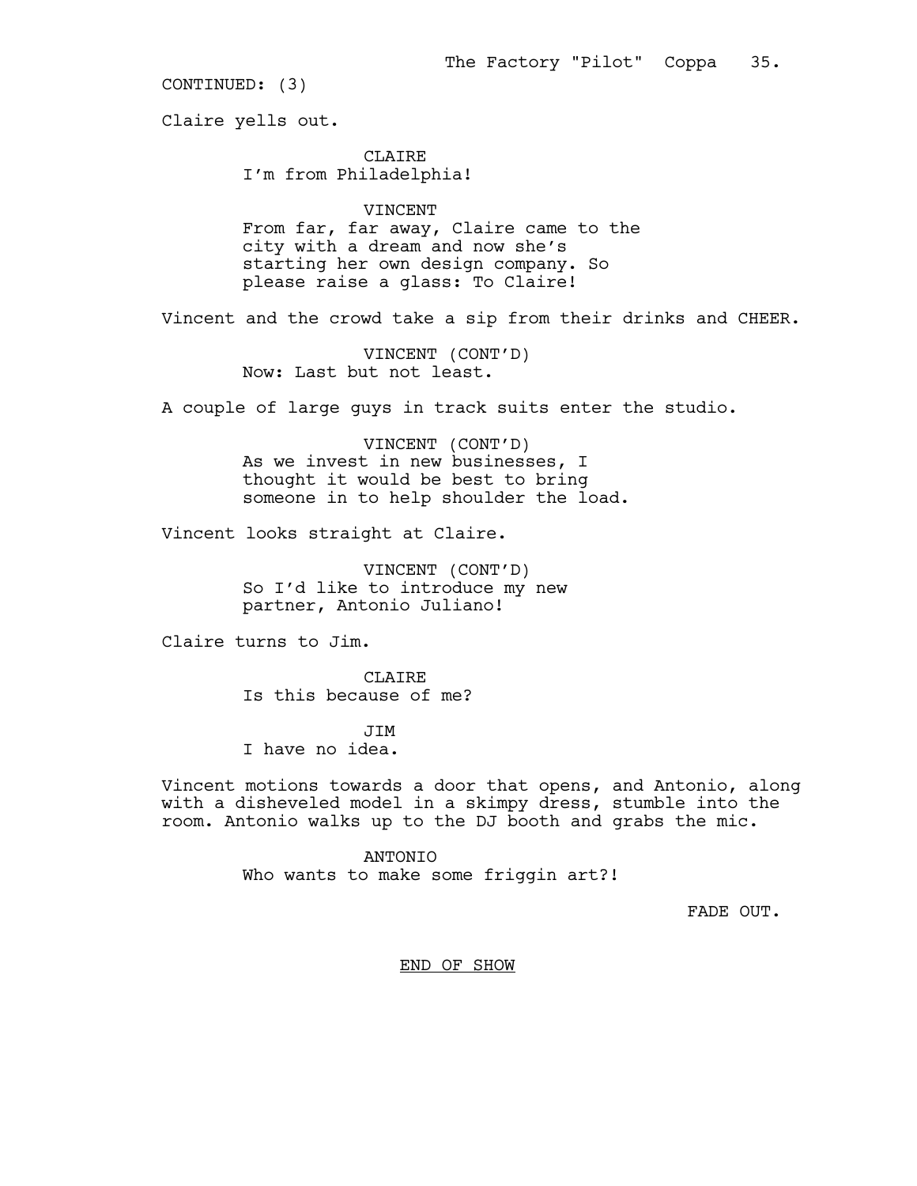CONTINUED: (3)

Claire yells out.

CLAIRE
I'm from Philadelphia!

VINCENT
From far, far away, Claire came to the city with a dream and now she's starting her own design company. So please raise a glass: To Claire!

Vincent and the crowd take a sip from their drinks and CHEER.

VINCENT (CONT'D)
Now: Last but not least.

A couple of large guys in track suits enter the studio.

VINCENT (CONT'D)
As we invest in new businesses, I thought it would be best to bring someone in to help shoulder the load.

Vincent looks straight at Claire.

VINCENT (CONT'D)
So I'd like to introduce my new partner, Antonio Juliano!

Claire turns to Jim.

CLAIRE
Is this because of me?

JIM
I have no idea.

Vincent motions towards a door that opens, and Antonio, along with a disheveled model in a skimpy dress, stumble into the room. Antonio walks up to the DJ booth and grabs the mic.

ANTONIO
Who wants to make some friggin art?!

FADE OUT.

END OF SHOW